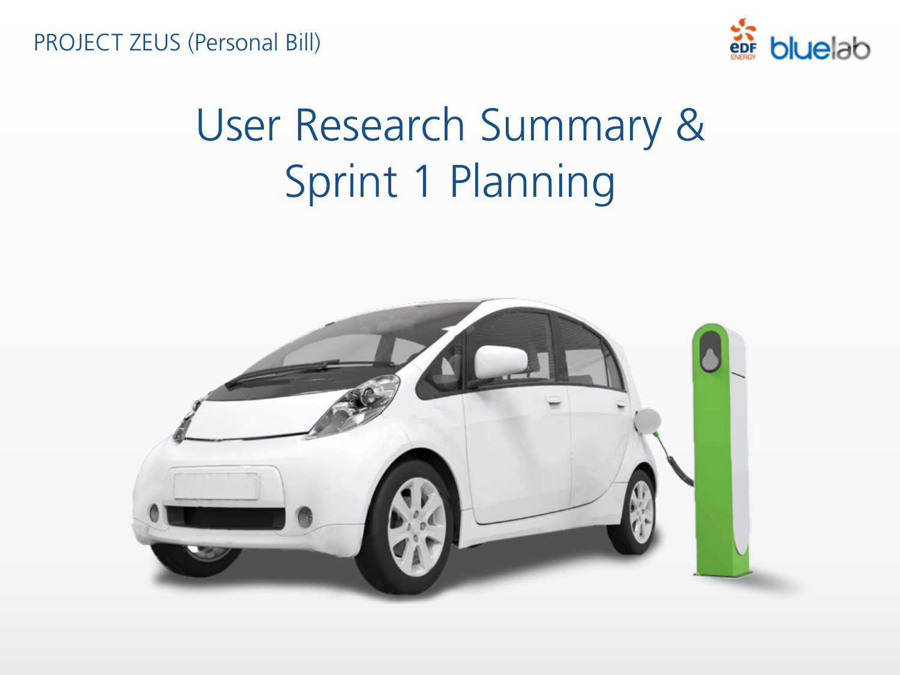PROJECT ZEUS (Personal Bill)

# User Research Summary & Sprint 1 Planning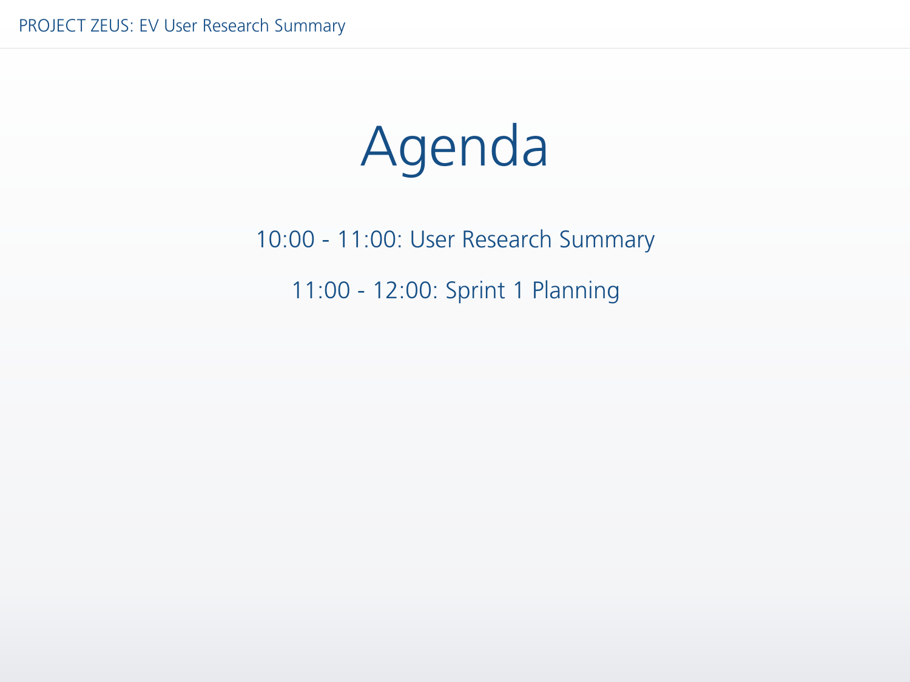# Agenda

10:00 - 11:00: User Research Summary

11:00 - 12:00: Sprint 1 Planning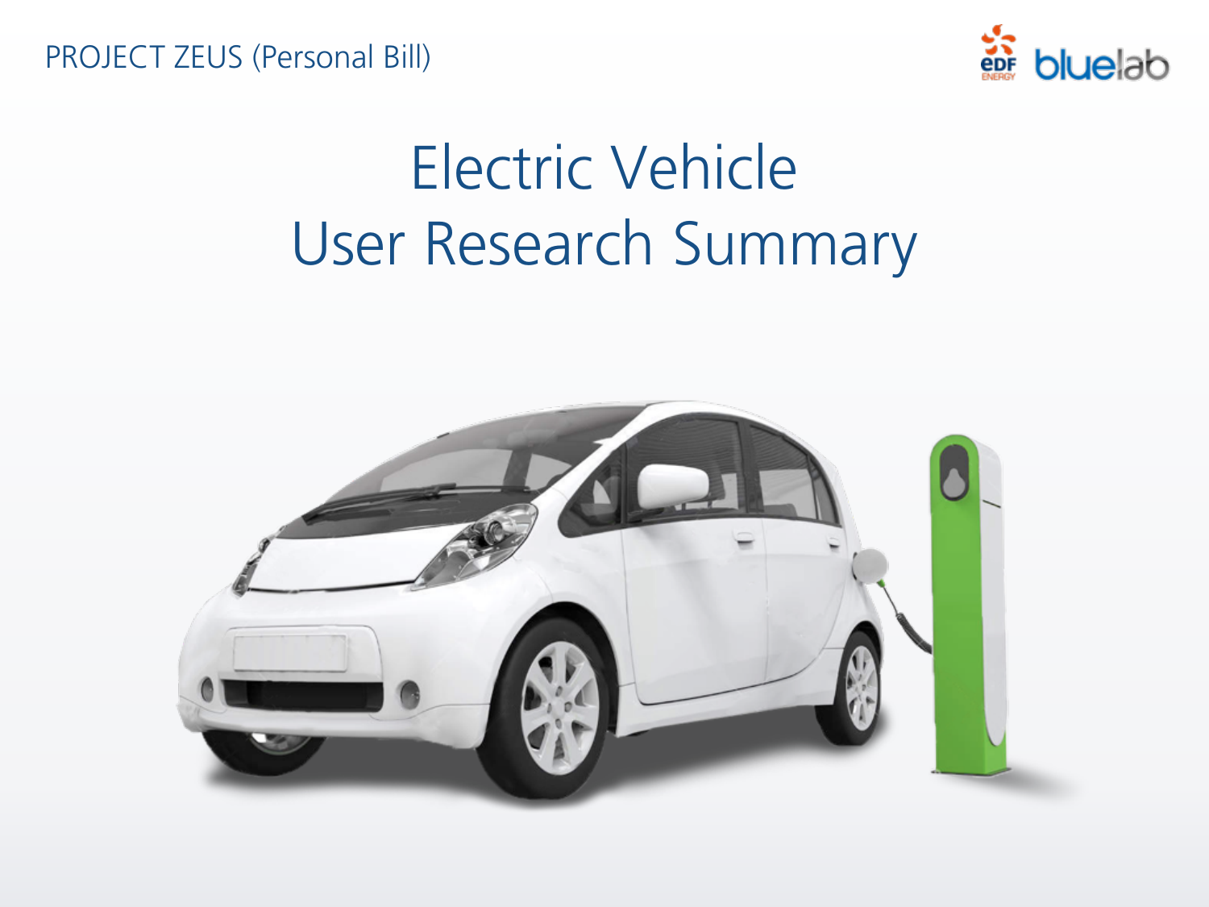PROJECT ZEUS (Personal Bill)

# Electric Vehicle
# User Research Summary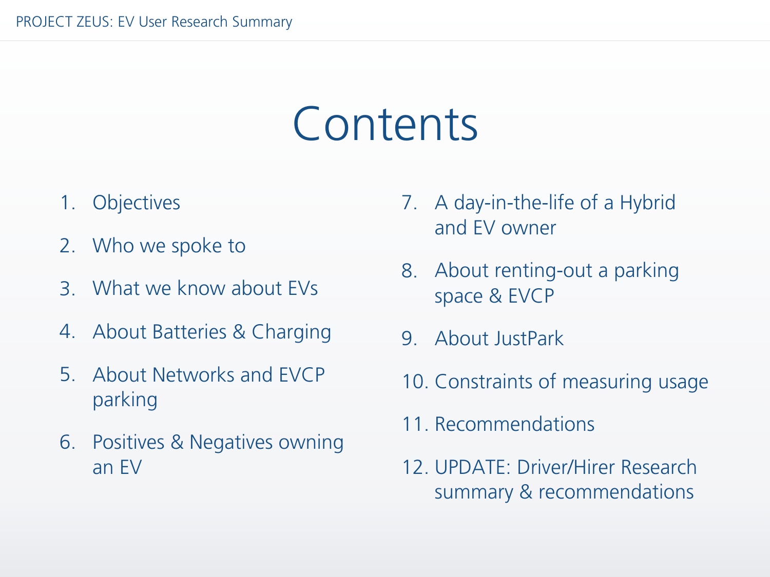# Contents

1. Objectives
2. Who we spoke to
3. What we know about EVs
4. About Batteries & Charging
5. About Networks and EVCP parking
6. Positives & Negatives owning an EV
7. A day-in-the-life of a Hybrid and EV owner
8. About renting-out a parking space & EVCP
9. About JustPark
10. Constraints of measuring usage
11. Recommendations
12. UPDATE: Driver/Hirer Research summary & recommendations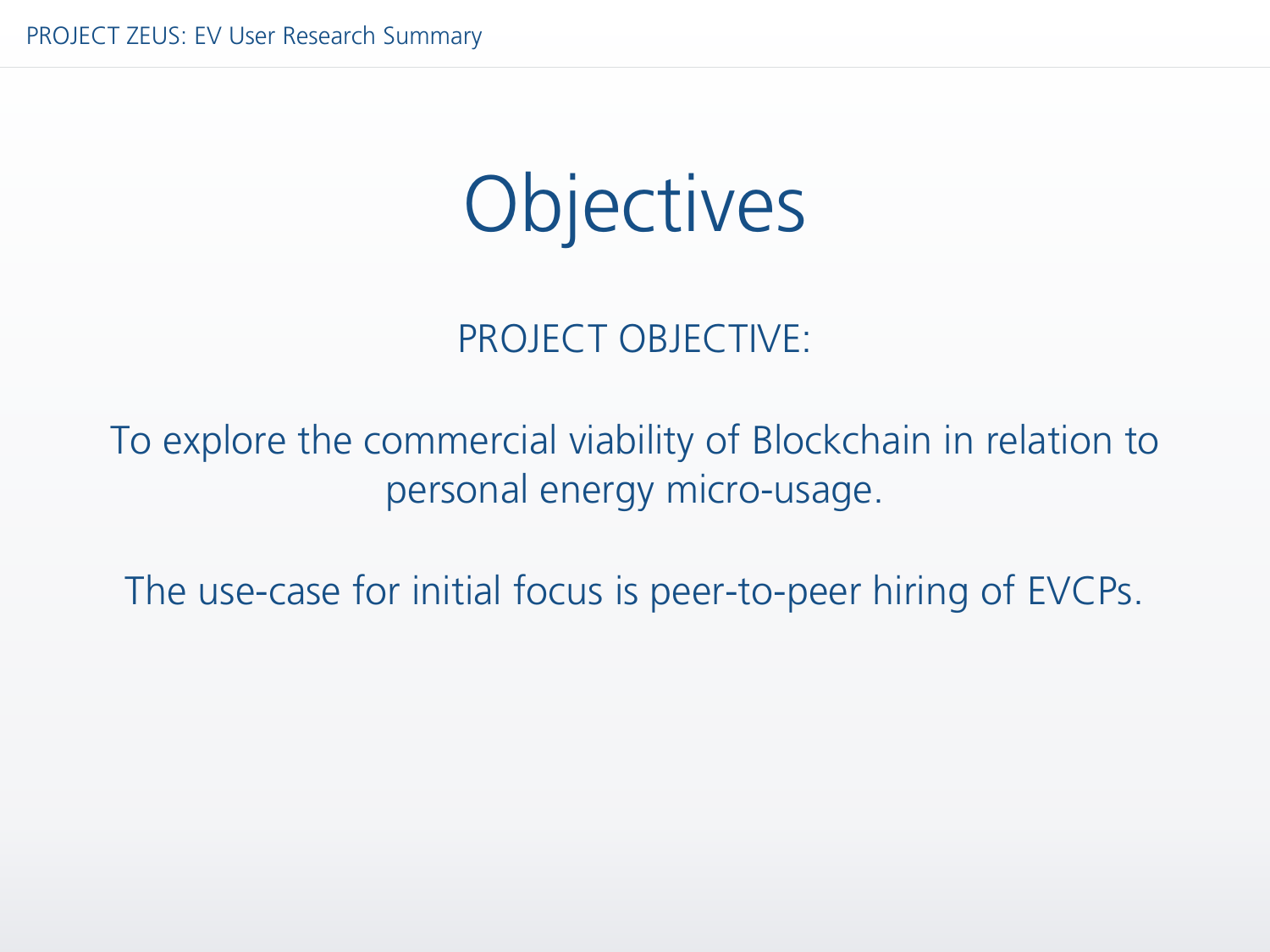# Objectives

PROJECT OBJECTIVE:

To explore the commercial viability of Blockchain in relation to personal energy micro-usage.

The use-case for initial focus is peer-to-peer hiring of EVCPs.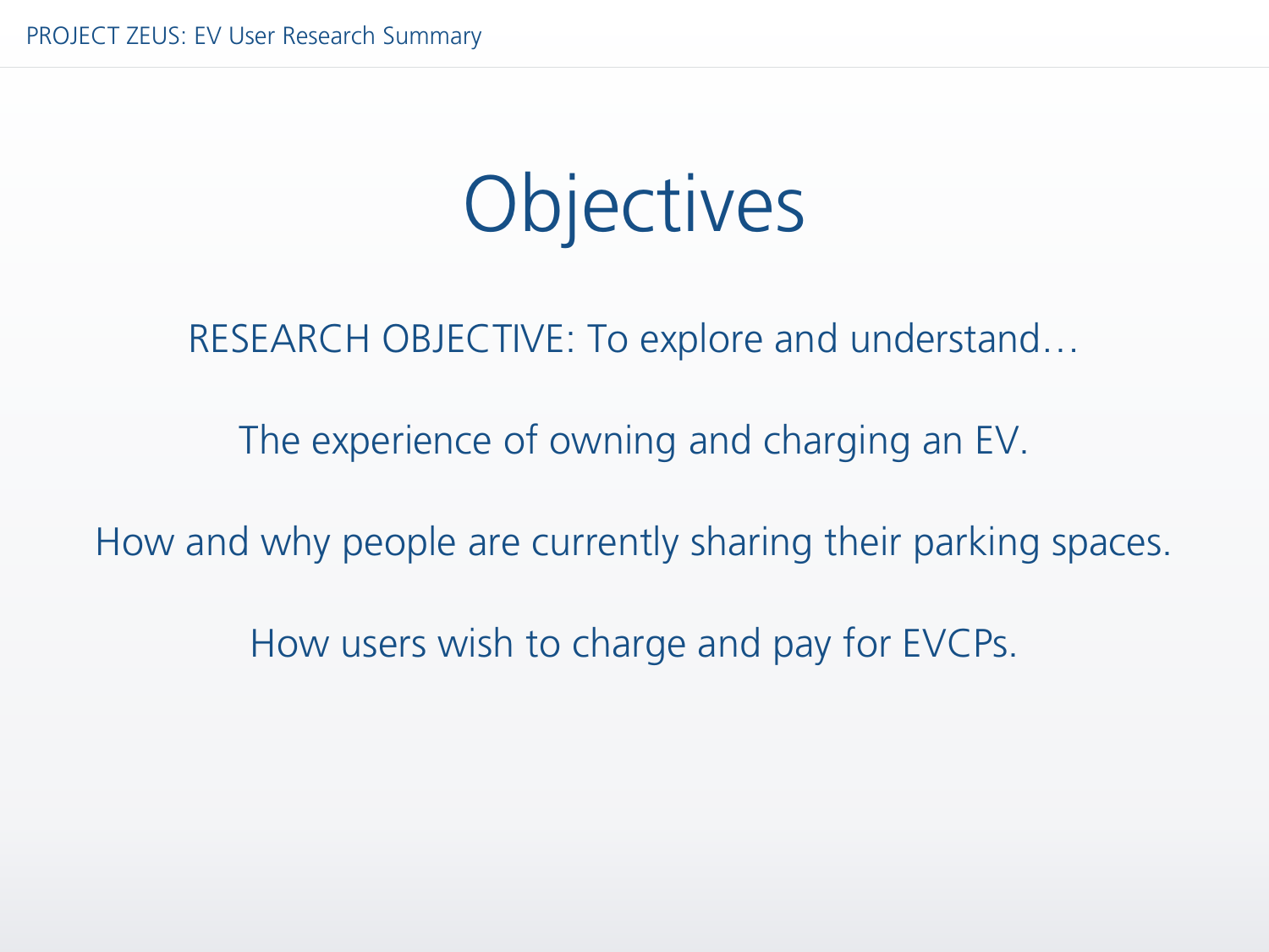# Objectives

RESEARCH OBJECTIVE: To explore and understand…

The experience of owning and charging an EV.

How and why people are currently sharing their parking spaces.

How users wish to charge and pay for EVCPs.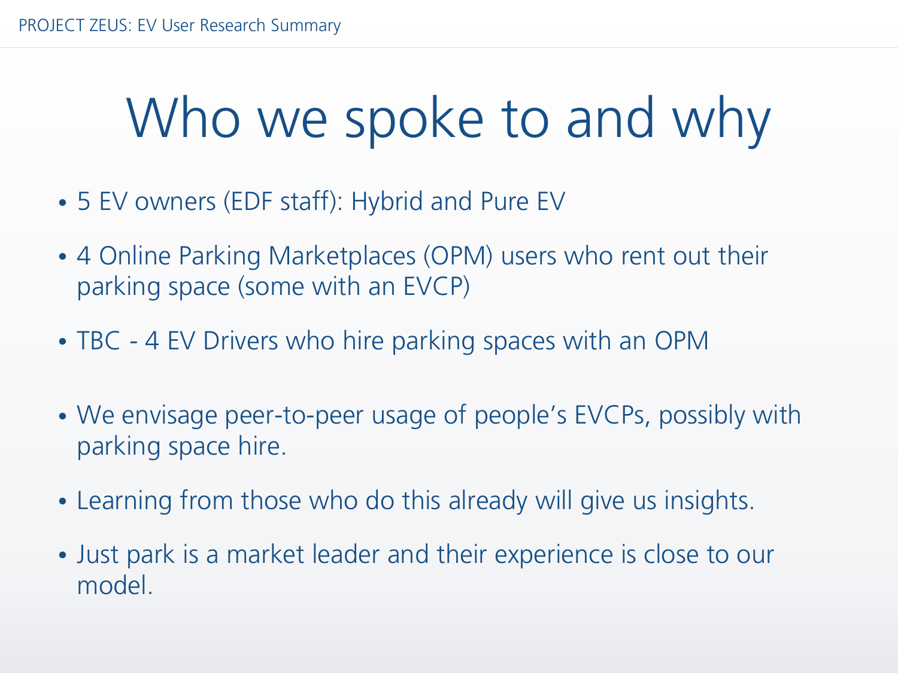# Who we spoke to and why

- 5 EV owners (EDF staff): Hybrid and Pure EV
- 4 Online Parking Marketplaces (OPM) users who rent out their parking space (some with an EVCP)
- TBC - 4 EV Drivers who hire parking spaces with an OPM

- We envisage peer-to-peer usage of people's EVCPs, possibly with parking space hire.
- Learning from those who do this already will give us insights.
- Just park is a market leader and their experience is close to our model.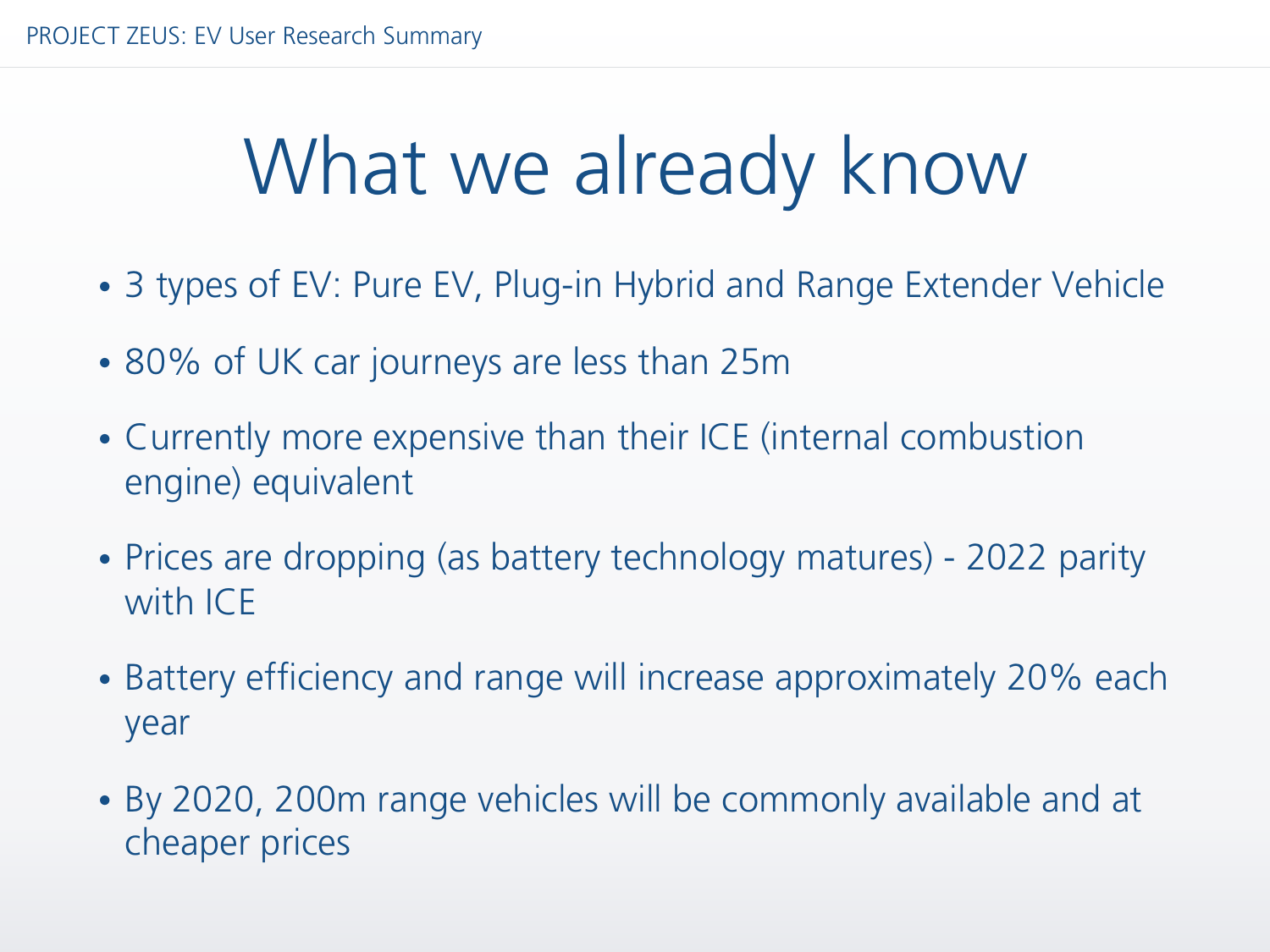# What we already know

- 3 types of EV: Pure EV, Plug-in Hybrid and Range Extender Vehicle
- 80% of UK car journeys are less than 25m
- Currently more expensive than their ICE (internal combustion engine) equivalent
- Prices are dropping (as battery technology matures) - 2022 parity with ICE
- Battery efficiency and range will increase approximately 20% each year
- By 2020, 200m range vehicles will be commonly available and at cheaper prices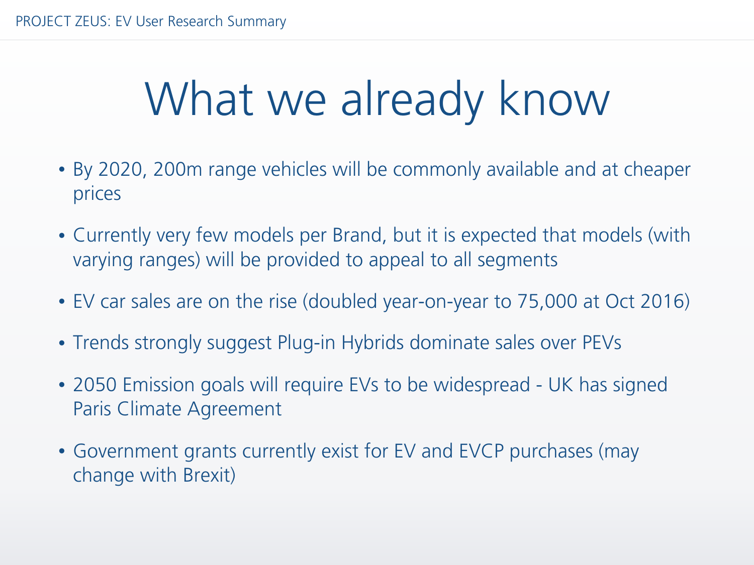# What we already know

- By 2020, 200m range vehicles will be commonly available and at cheaper prices
- Currently very few models per Brand, but it is expected that models (with varying ranges) will be provided to appeal to all segments
- EV car sales are on the rise (doubled year-on-year to 75,000 at Oct 2016)
- Trends strongly suggest Plug-in Hybrids dominate sales over PEVs
- 2050 Emission goals will require EVs to be widespread - UK has signed Paris Climate Agreement
- Government grants currently exist for EV and EVCP purchases (may change with Brexit)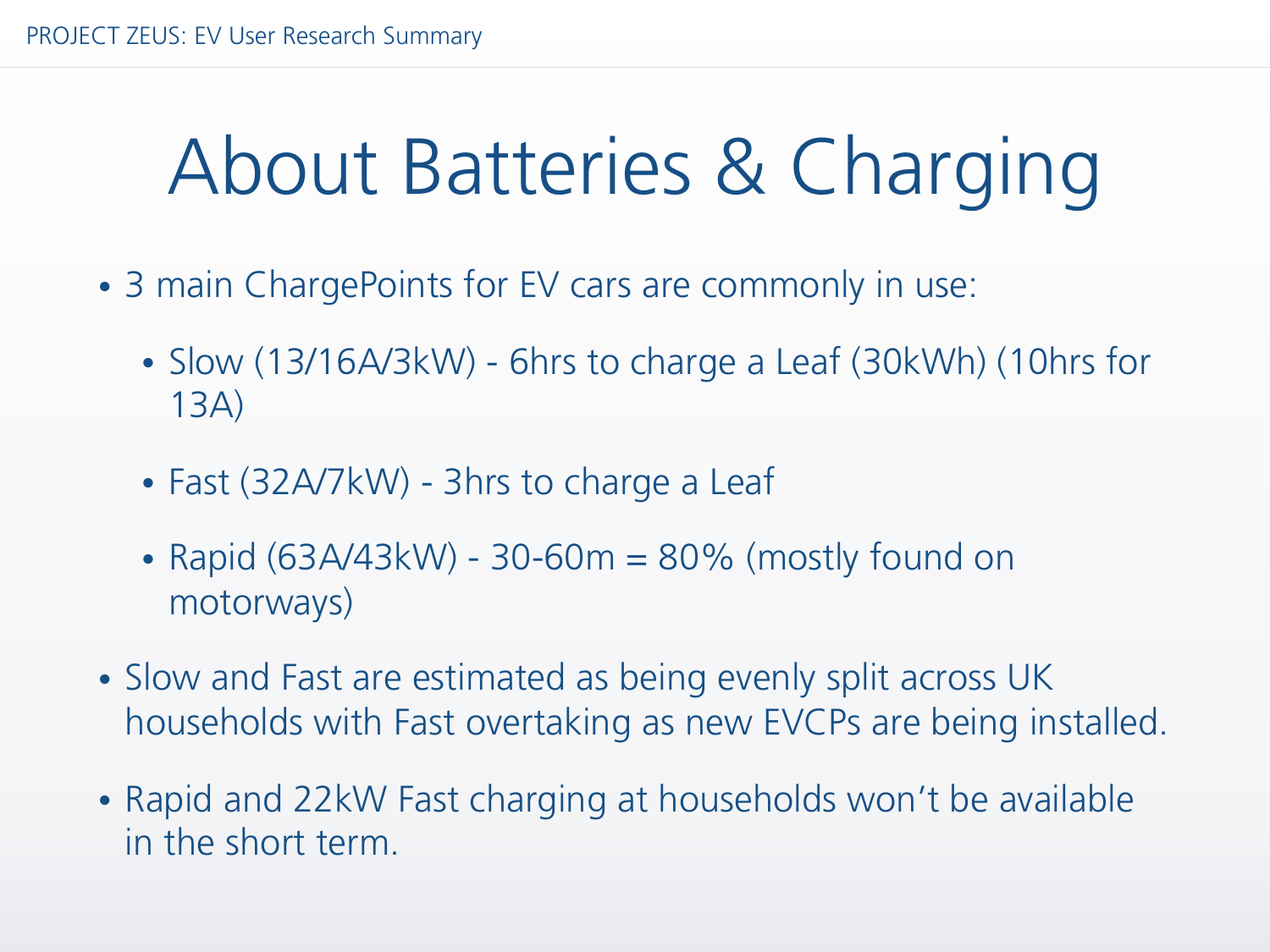# About Batteries & Charging

- 3 main ChargePoints for EV cars are commonly in use:
  - Slow (13/16A/3kW) - 6hrs to charge a Leaf (30kWh) (10hrs for 13A)
  - Fast (32A/7kW) - 3hrs to charge a Leaf
  - Rapid (63A/43kW) - 30-60m = 80% (mostly found on motorways)
- Slow and Fast are estimated as being evenly split across UK households with Fast overtaking as new EVCPs are being installed.
- Rapid and 22kW Fast charging at households won't be available in the short term.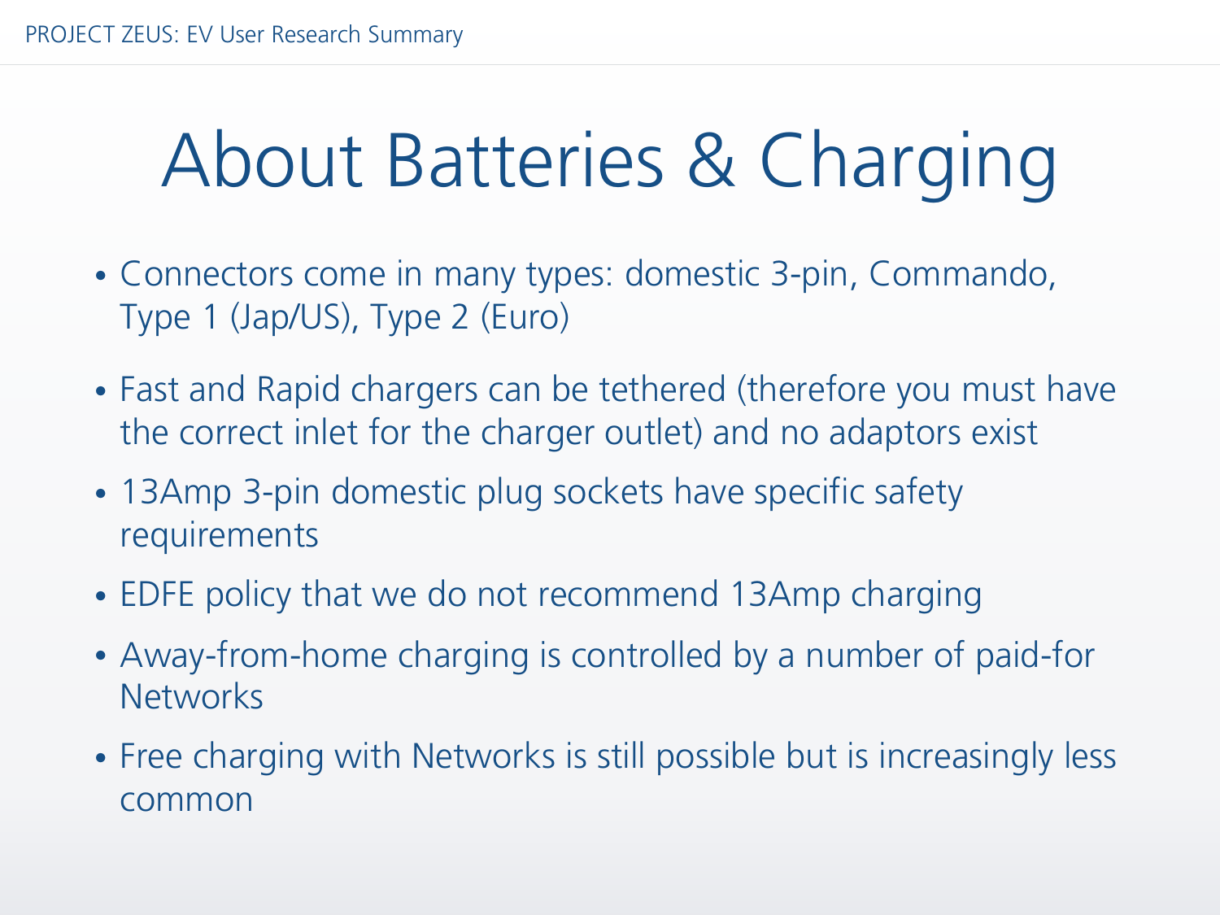# About Batteries & Charging

- Connectors come in many types: domestic 3-pin, Commando, Type 1 (Jap/US), Type 2 (Euro)
- Fast and Rapid chargers can be tethered (therefore you must have the correct inlet for the charger outlet) and no adaptors exist
- 13Amp 3-pin domestic plug sockets have specific safety requirements
- EDFE policy that we do not recommend 13Amp charging
- Away-from-home charging is controlled by a number of paid-for Networks
- Free charging with Networks is still possible but is increasingly less common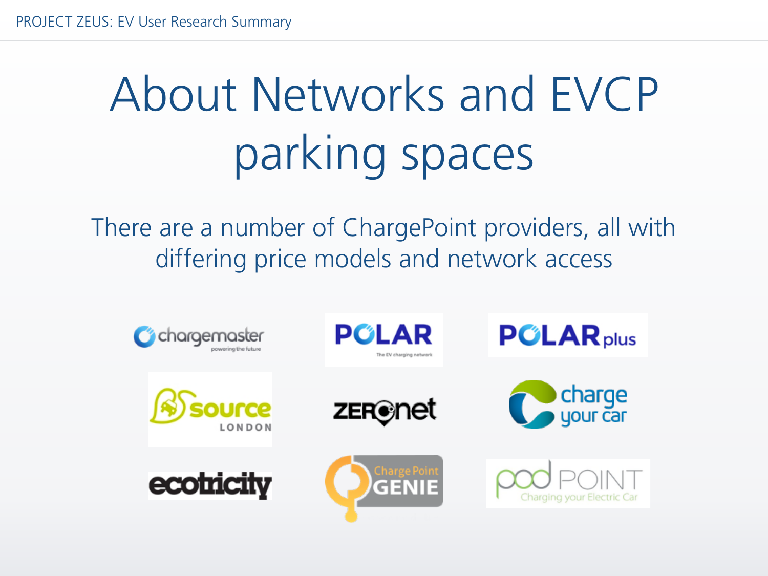# About Networks and EVCP parking spaces

There are a number of ChargePoint providers, all with differing price models and network access

chargemaster — powering the future

POLAR — The EV charging network

POLAR plus

source LONDON

ZERONET

charge your car

ecotricity

ChargePoint GENIE

pod POINT — Charging your Electric Car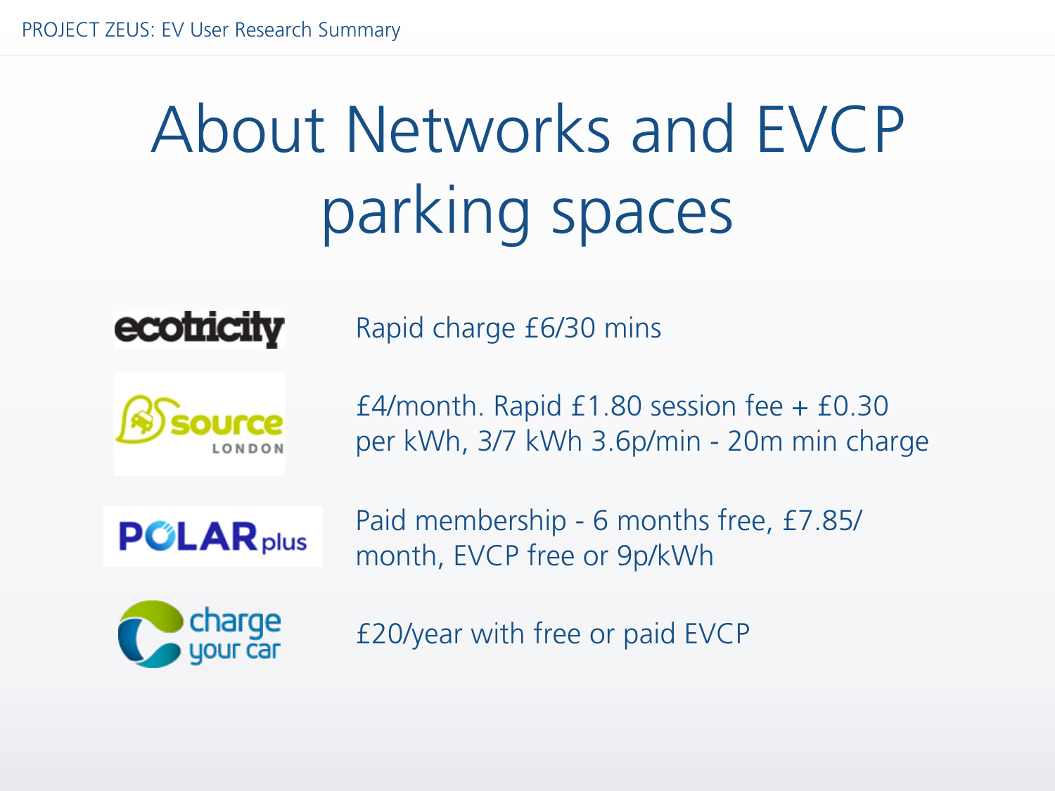# About Networks and EVCP parking spaces

| Network | Details |
| --- | --- |
| ecotricity | Rapid charge £6/30 mins |
| source LONDON | £4/month. Rapid £1.80 session fee + £0.30 per kWh, 3/7 kWh 3.6p/min - 20m min charge |
| POLARplus | Paid membership - 6 months free, £7.85/month, EVCP free or 9p/kWh |
| charge your car | £20/year with free or paid EVCP |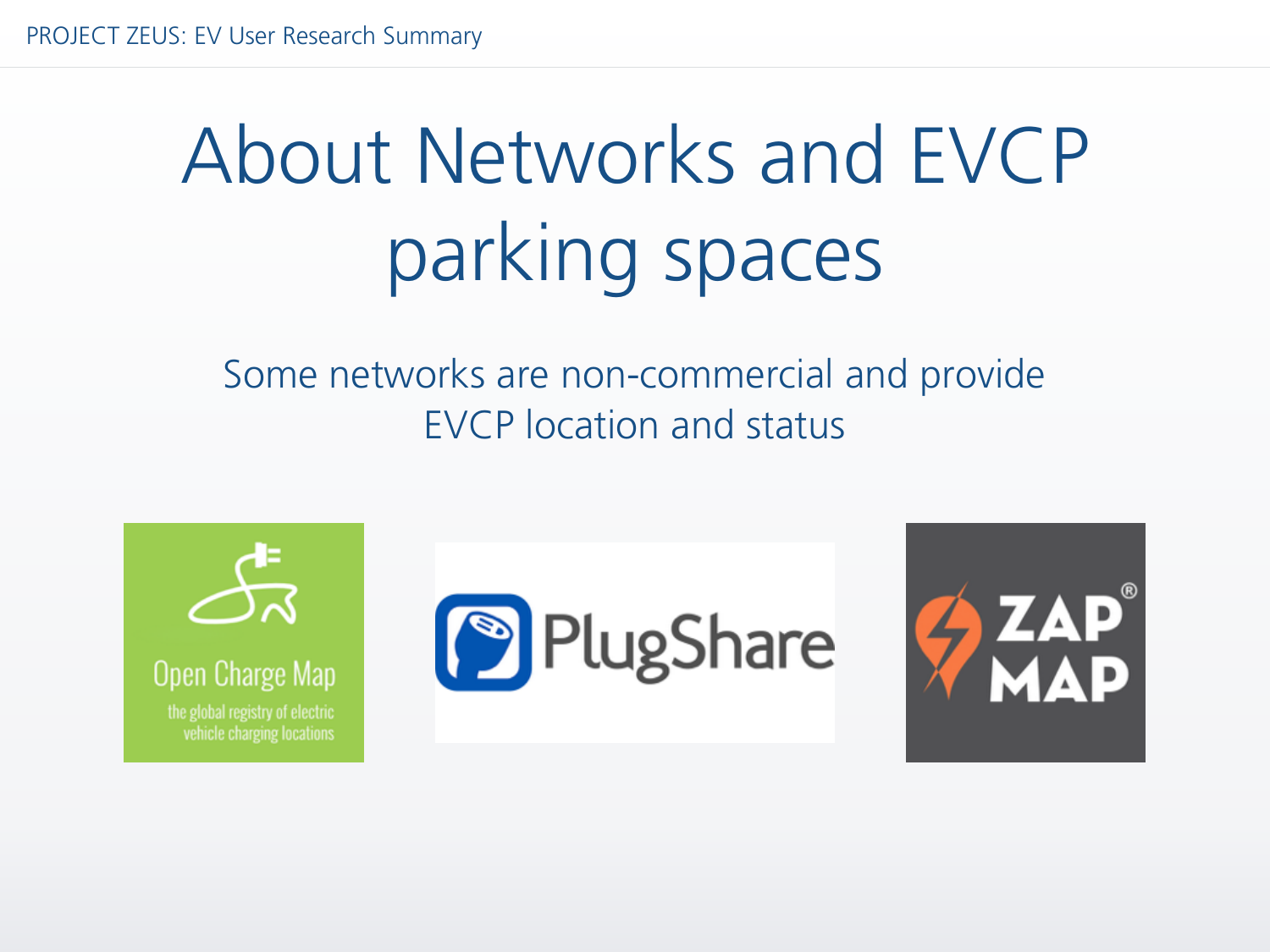# About Networks and EVCP parking spaces

Some networks are non-commercial and provide EVCP location and status

Open Charge Map

the global registry of electric vehicle charging locations

PlugShare

ZAP MAP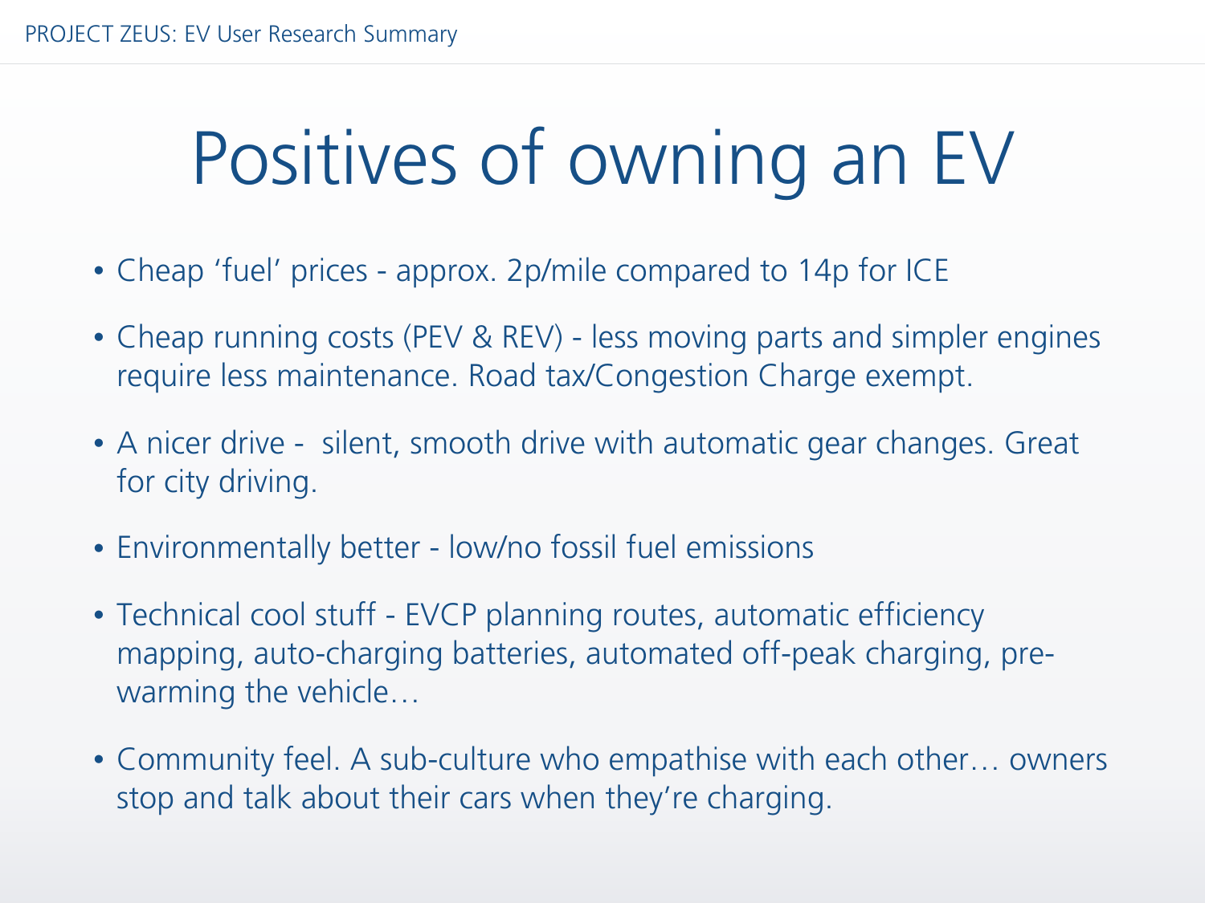# Positives of owning an EV

- Cheap 'fuel' prices - approx. 2p/mile compared to 14p for ICE
- Cheap running costs (PEV & REV) - less moving parts and simpler engines require less maintenance. Road tax/Congestion Charge exempt.
- A nicer drive - silent, smooth drive with automatic gear changes. Great for city driving.
- Environmentally better - low/no fossil fuel emissions
- Technical cool stuff - EVCP planning routes, automatic efficiency mapping, auto-charging batteries, automated off-peak charging, pre-warming the vehicle…
- Community feel. A sub-culture who empathise with each other… owners stop and talk about their cars when they're charging.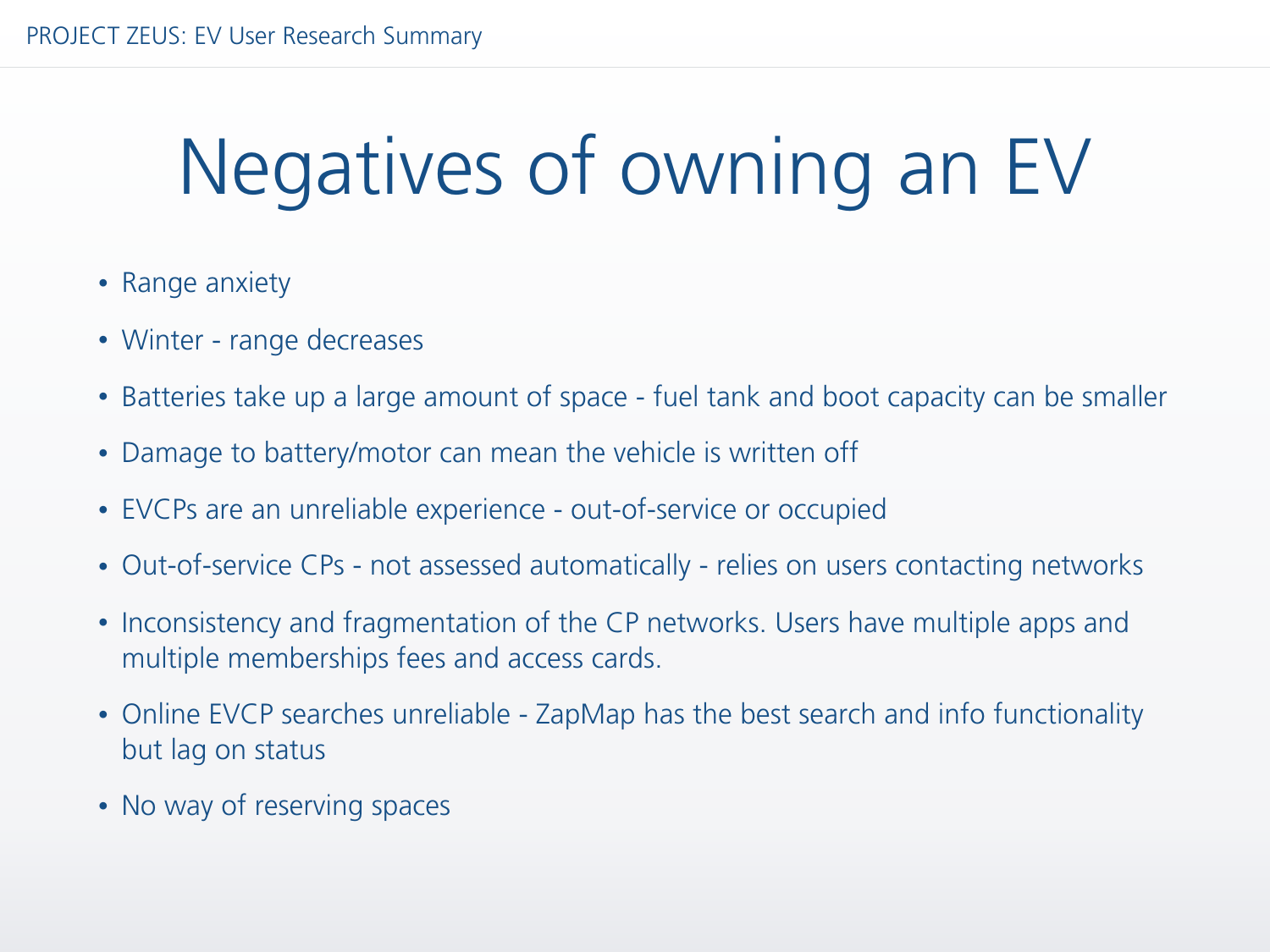# Negatives of owning an EV

- Range anxiety
- Winter - range decreases
- Batteries take up a large amount of space - fuel tank and boot capacity can be smaller
- Damage to battery/motor can mean the vehicle is written off
- EVCPs are an unreliable experience - out-of-service or occupied
- Out-of-service CPs - not assessed automatically - relies on users contacting networks
- Inconsistency and fragmentation of the CP networks. Users have multiple apps and multiple memberships fees and access cards.
- Online EVCP searches unreliable - ZapMap has the best search and info functionality but lag on status
- No way of reserving spaces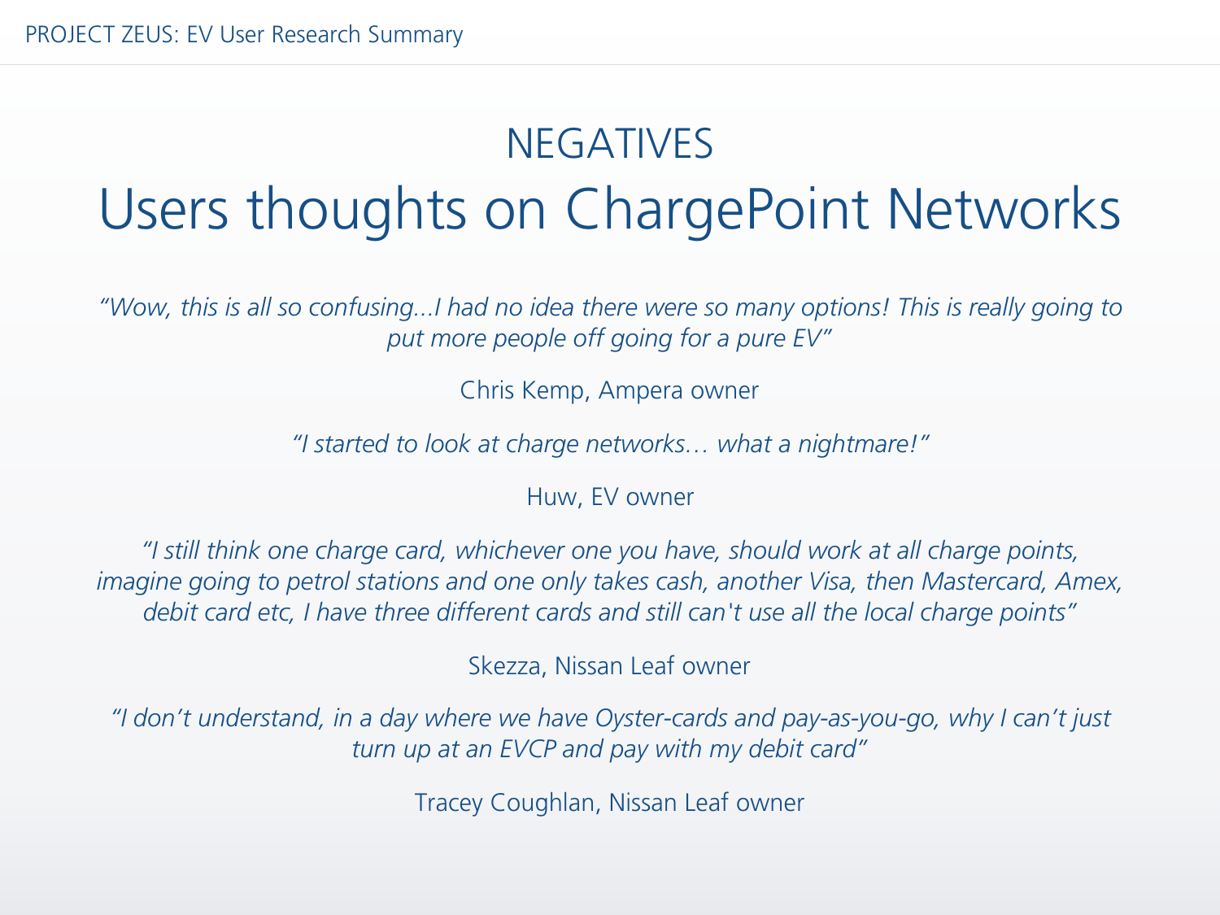## NEGATIVES

# Users thoughts on ChargePoint Networks

*"Wow, this is all so confusing...I had no idea there were so many options! This is really going to put more people off going for a pure EV"*

Chris Kemp, Ampera owner

*"I started to look at charge networks… what a nightmare!"*

Huw, EV owner

*"I still think one charge card, whichever one you have, should work at all charge points, imagine going to petrol stations and one only takes cash, another Visa, then Mastercard, Amex, debit card etc, I have three different cards and still can't use all the local charge points"*

Skezza, Nissan Leaf owner

*"I don't understand, in a day where we have Oyster-cards and pay-as-you-go, why I can't just turn up at an EVCP and pay with my debit card"*

Tracey Coughlan, Nissan Leaf owner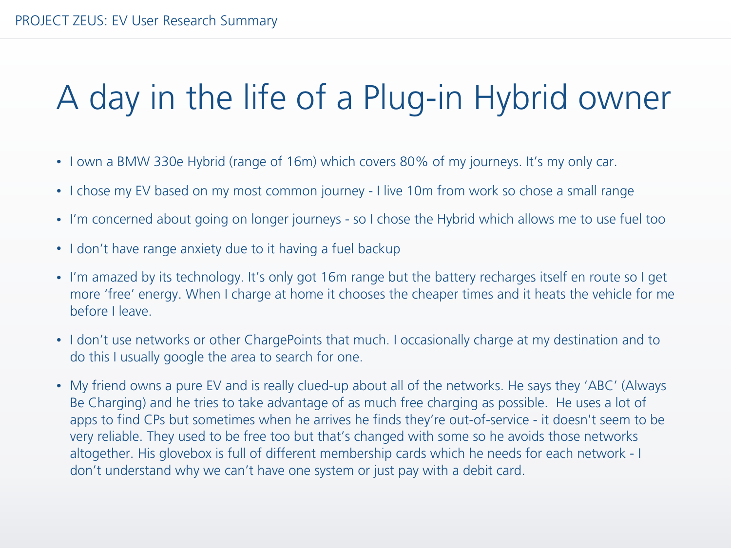# A day in the life of a Plug-in Hybrid owner

- I own a BMW 330e Hybrid (range of 16m) which covers 80% of my journeys. It's my only car.
- I chose my EV based on my most common journey - I live 10m from work so chose a small range
- I'm concerned about going on longer journeys - so I chose the Hybrid which allows me to use fuel too
- I don't have range anxiety due to it having a fuel backup
- I'm amazed by its technology. It's only got 16m range but the battery recharges itself en route so I get more 'free' energy. When I charge at home it chooses the cheaper times and it heats the vehicle for me before I leave.
- I don't use networks or other ChargePoints that much. I occasionally charge at my destination and to do this I usually google the area to search for one.
- My friend owns a pure EV and is really clued-up about all of the networks. He says they 'ABC' (Always Be Charging) and he tries to take advantage of as much free charging as possible. He uses a lot of apps to find CPs but sometimes when he arrives he finds they're out-of-service - it doesn't seem to be very reliable. They used to be free too but that's changed with some so he avoids those networks altogether. His glovebox is full of different membership cards which he needs for each network - I don't understand why we can't have one system or just pay with a debit card.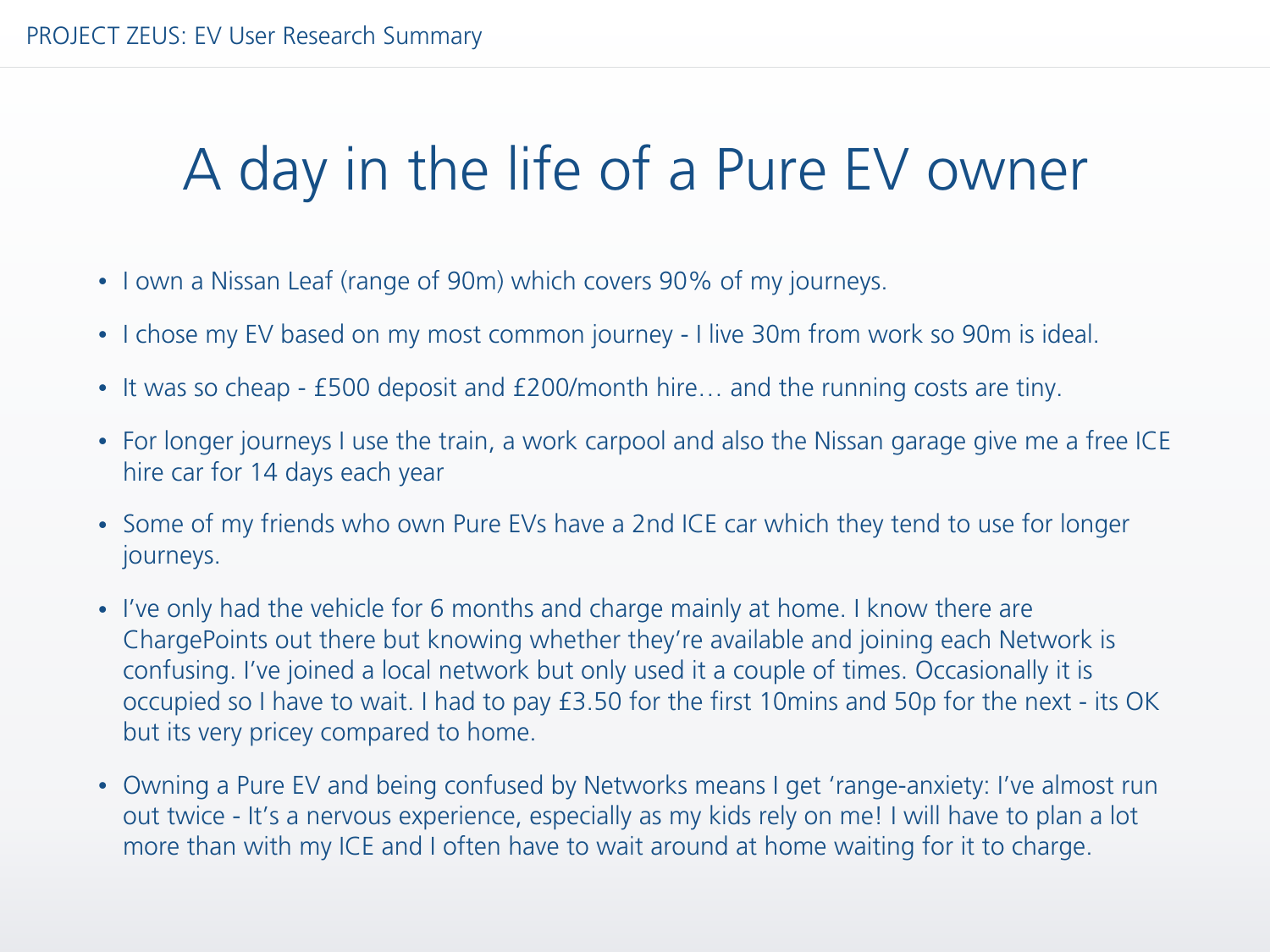# A day in the life of a Pure EV owner

- I own a Nissan Leaf (range of 90m) which covers 90% of my journeys.
- I chose my EV based on my most common journey - I live 30m from work so 90m is ideal.
- It was so cheap - £500 deposit and £200/month hire… and the running costs are tiny.
- For longer journeys I use the train, a work carpool and also the Nissan garage give me a free ICE hire car for 14 days each year
- Some of my friends who own Pure EVs have a 2nd ICE car which they tend to use for longer journeys.
- I've only had the vehicle for 6 months and charge mainly at home. I know there are ChargePoints out there but knowing whether they're available and joining each Network is confusing. I've joined a local network but only used it a couple of times. Occasionally it is occupied so I have to wait. I had to pay £3.50 for the first 10mins and 50p for the next - its OK but its very pricey compared to home.
- Owning a Pure EV and being confused by Networks means I get 'range-anxiety: I've almost run out twice - It's a nervous experience, especially as my kids rely on me! I will have to plan a lot more than with my ICE and I often have to wait around at home waiting for it to charge.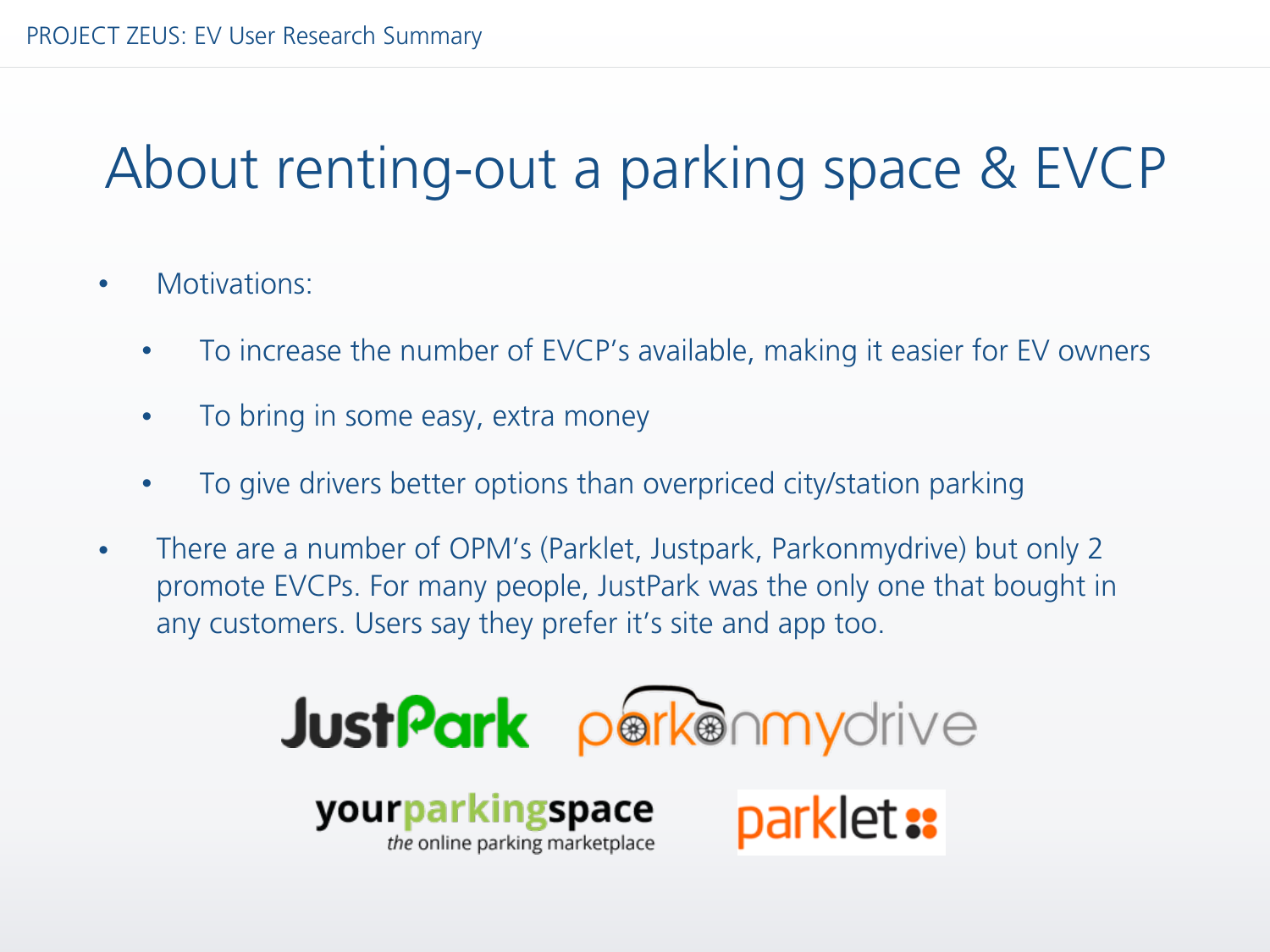# About renting-out a parking space & EVCP

- Motivations:
  - To increase the number of EVCP's available, making it easier for EV owners
  - To bring in some easy, extra money
  - To give drivers better options than overpriced city/station parking
- There are a number of OPM's (Parklet, Justpark, Parkonmydrive) but only 2 promote EVCPs. For many people, JustPark was the only one that bought in any customers. Users say they prefer it's site and app too.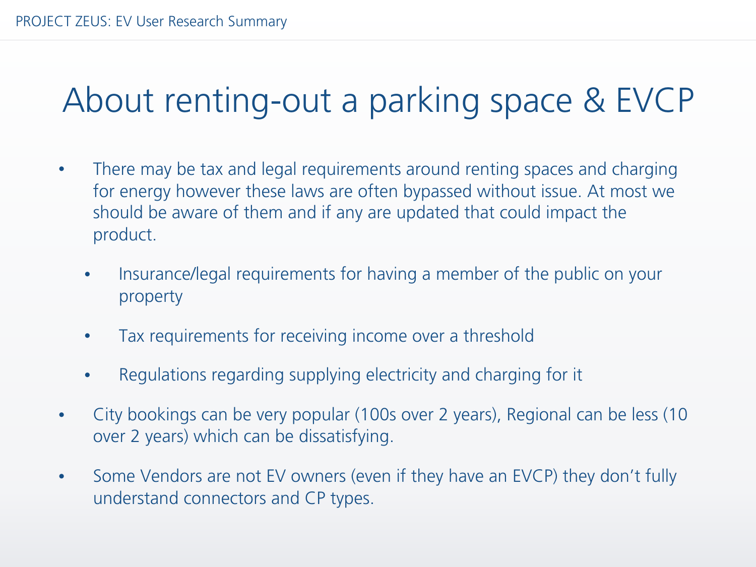# About renting-out a parking space & EVCP

- There may be tax and legal requirements around renting spaces and charging for energy however these laws are often bypassed without issue. At most we should be aware of them and if any are updated that could impact the product.
  - Insurance/legal requirements for having a member of the public on your property
  - Tax requirements for receiving income over a threshold
  - Regulations regarding supplying electricity and charging for it
- City bookings can be very popular (100s over 2 years), Regional can be less (10 over 2 years) which can be dissatisfying.
- Some Vendors are not EV owners (even if they have an EVCP) they don't fully understand connectors and CP types.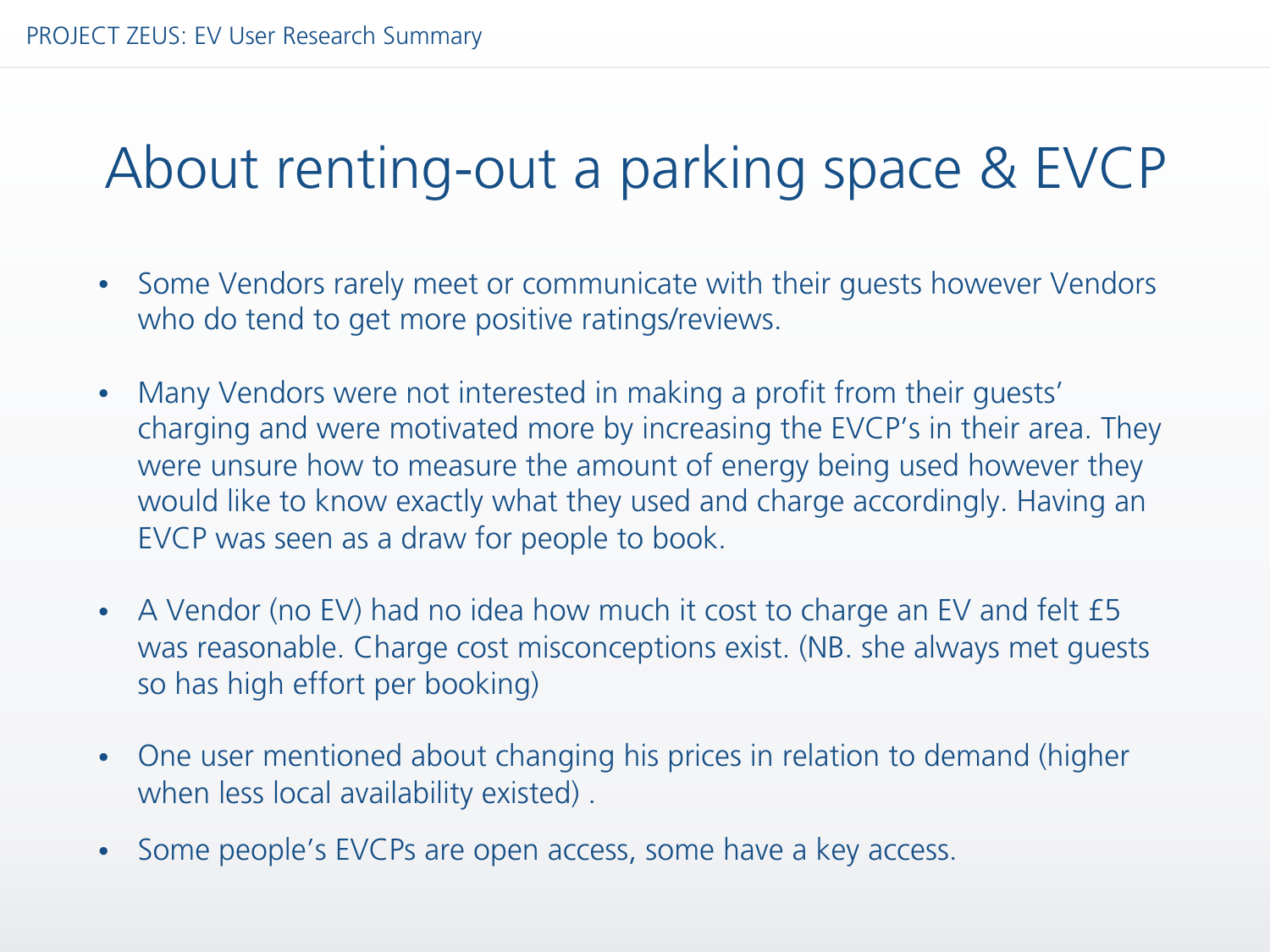# About renting-out a parking space & EVCP

- Some Vendors rarely meet or communicate with their guests however Vendors who do tend to get more positive ratings/reviews.

- Many Vendors were not interested in making a profit from their guests' charging and were motivated more by increasing the EVCP's in their area. They were unsure how to measure the amount of energy being used however they would like to know exactly what they used and charge accordingly. Having an EVCP was seen as a draw for people to book.

- A Vendor (no EV) had no idea how much it cost to charge an EV and felt £5 was reasonable. Charge cost misconceptions exist. (NB. she always met guests so has high effort per booking)

- One user mentioned about changing his prices in relation to demand (higher when less local availability existed) .

- Some people's EVCPs are open access, some have a key access.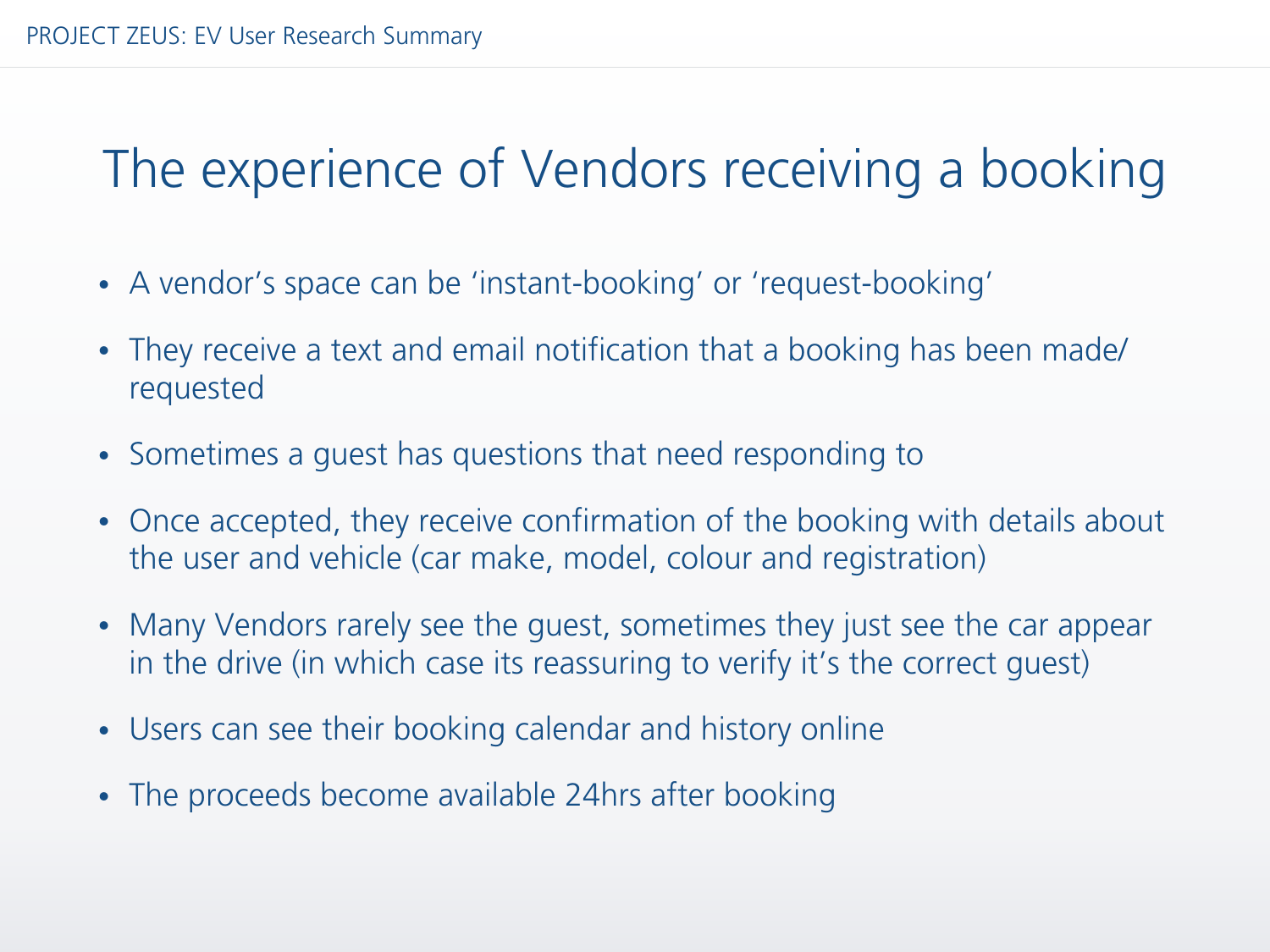# The experience of Vendors receiving a booking

- A vendor's space can be 'instant-booking' or 'request-booking'
- They receive a text and email notification that a booking has been made/ requested
- Sometimes a guest has questions that need responding to
- Once accepted, they receive confirmation of the booking with details about the user and vehicle (car make, model, colour and registration)
- Many Vendors rarely see the guest, sometimes they just see the car appear in the drive (in which case its reassuring to verify it's the correct guest)
- Users can see their booking calendar and history online
- The proceeds become available 24hrs after booking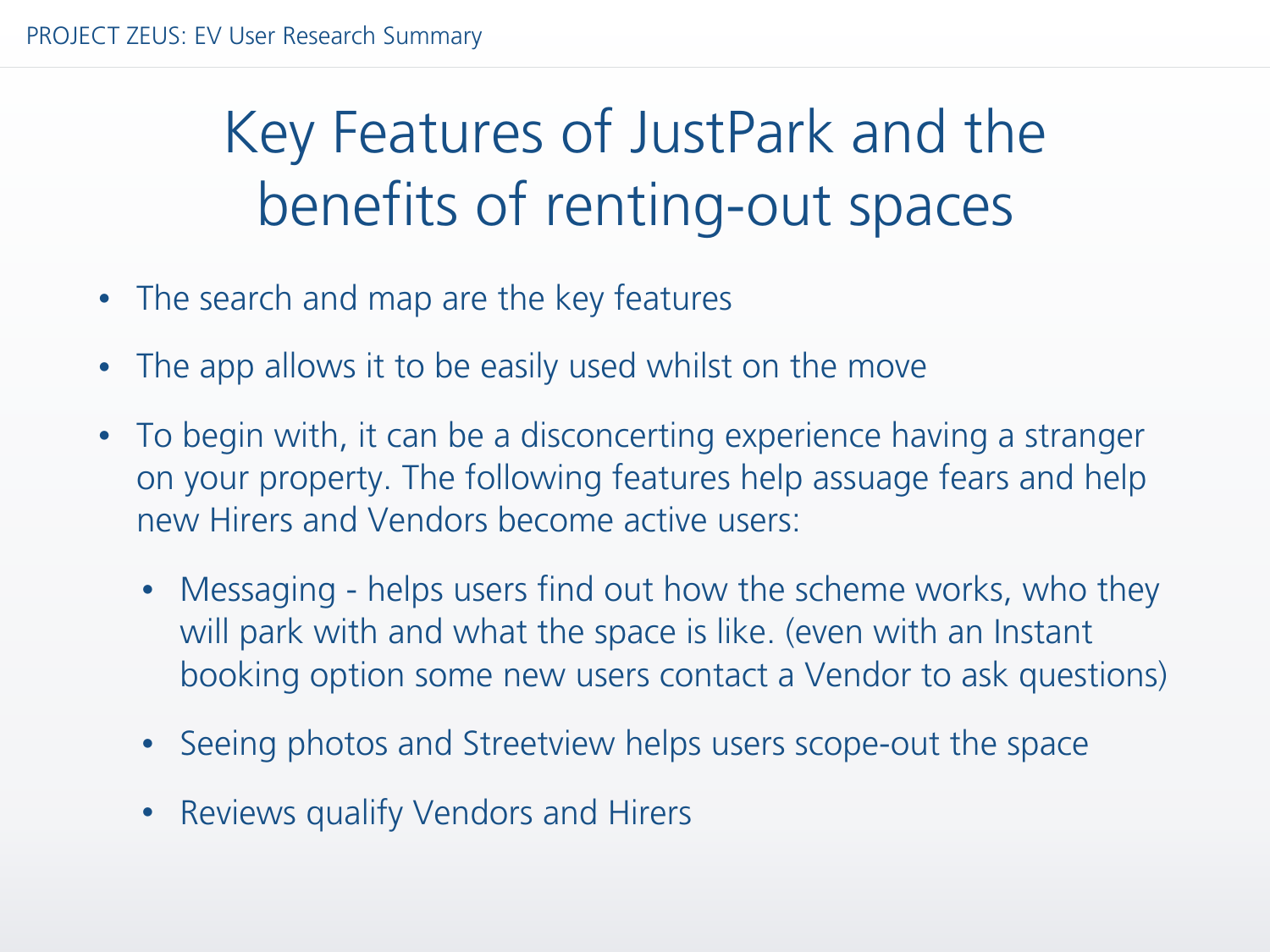# Key Features of JustPark and the benefits of renting-out spaces

- The search and map are the key features
- The app allows it to be easily used whilst on the move
- To begin with, it can be a disconcerting experience having a stranger on your property. The following features help assuage fears and help new Hirers and Vendors become active users:
  - Messaging - helps users find out how the scheme works, who they will park with and what the space is like. (even with an Instant booking option some new users contact a Vendor to ask questions)
  - Seeing photos and Streetview helps users scope-out the space
  - Reviews qualify Vendors and Hirers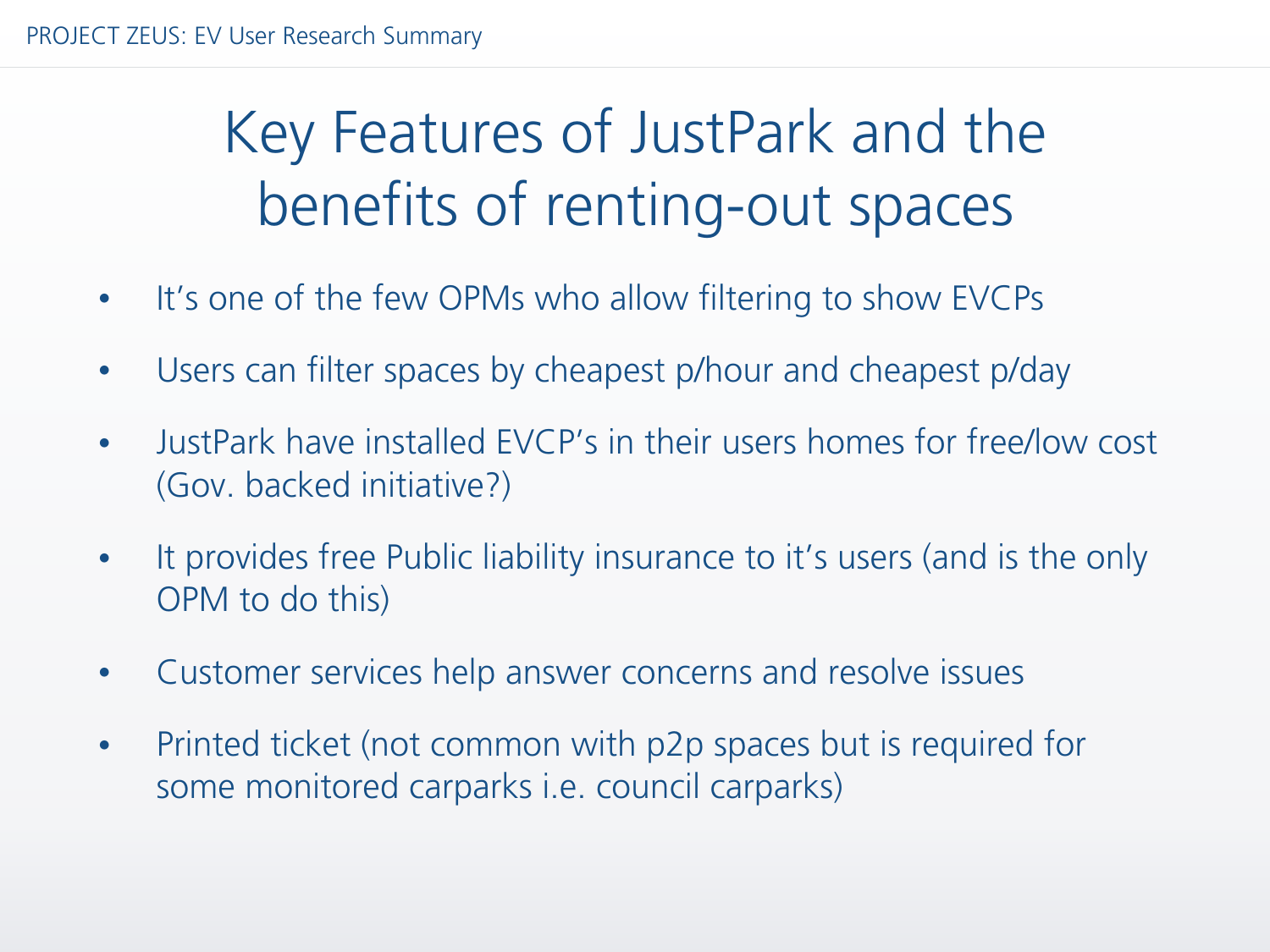# Key Features of JustPark and the benefits of renting-out spaces

- It's one of the few OPMs who allow filtering to show EVCPs
- Users can filter spaces by cheapest p/hour and cheapest p/day
- JustPark have installed EVCP's in their users homes for free/low cost (Gov. backed initiative?)
- It provides free Public liability insurance to it's users (and is the only OPM to do this)
- Customer services help answer concerns and resolve issues
- Printed ticket (not common with p2p spaces but is required for some monitored carparks i.e. council carparks)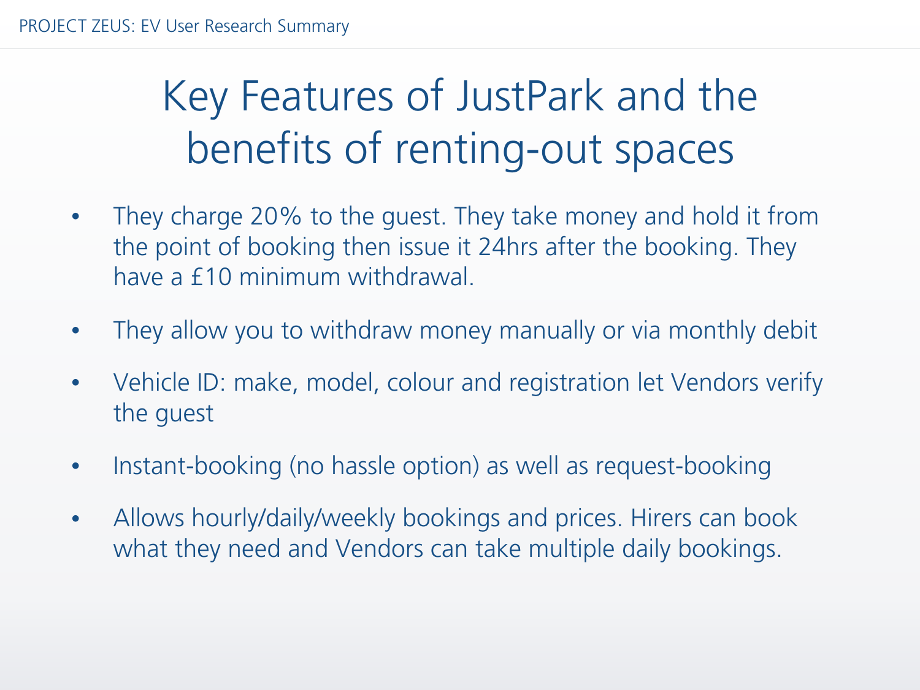# Key Features of JustPark and the benefits of renting-out spaces

- They charge 20% to the guest. They take money and hold it from the point of booking then issue it 24hrs after the booking. They have a £10 minimum withdrawal.
- They allow you to withdraw money manually or via monthly debit
- Vehicle ID: make, model, colour and registration let Vendors verify the guest
- Instant-booking (no hassle option) as well as request-booking
- Allows hourly/daily/weekly bookings and prices. Hirers can book what they need and Vendors can take multiple daily bookings.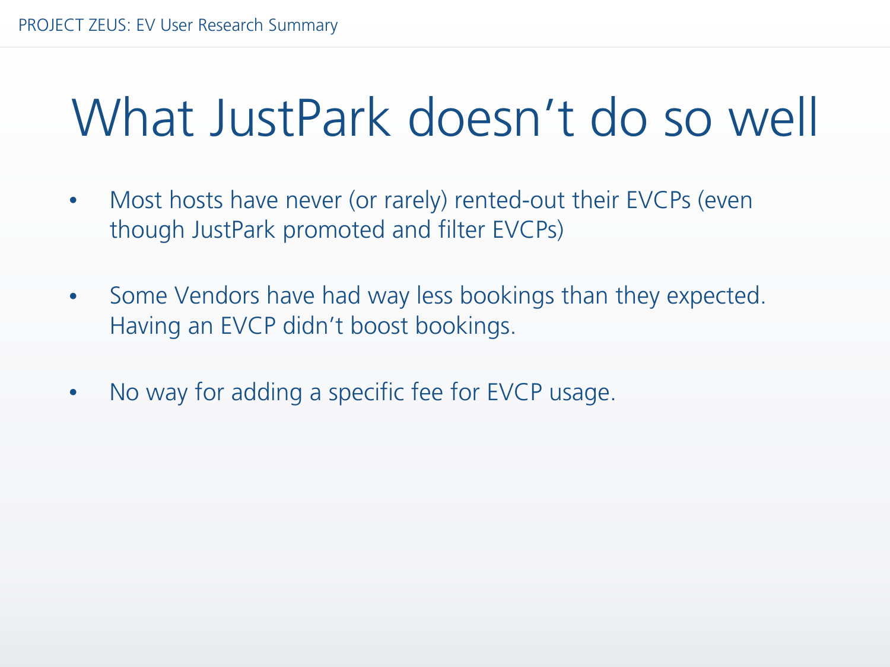# What JustPark doesn't do so well

- Most hosts have never (or rarely) rented-out their EVCPs (even though JustPark promoted and filter EVCPs)
- Some Vendors have had way less bookings than they expected. Having an EVCP didn't boost bookings.
- No way for adding a specific fee for EVCP usage.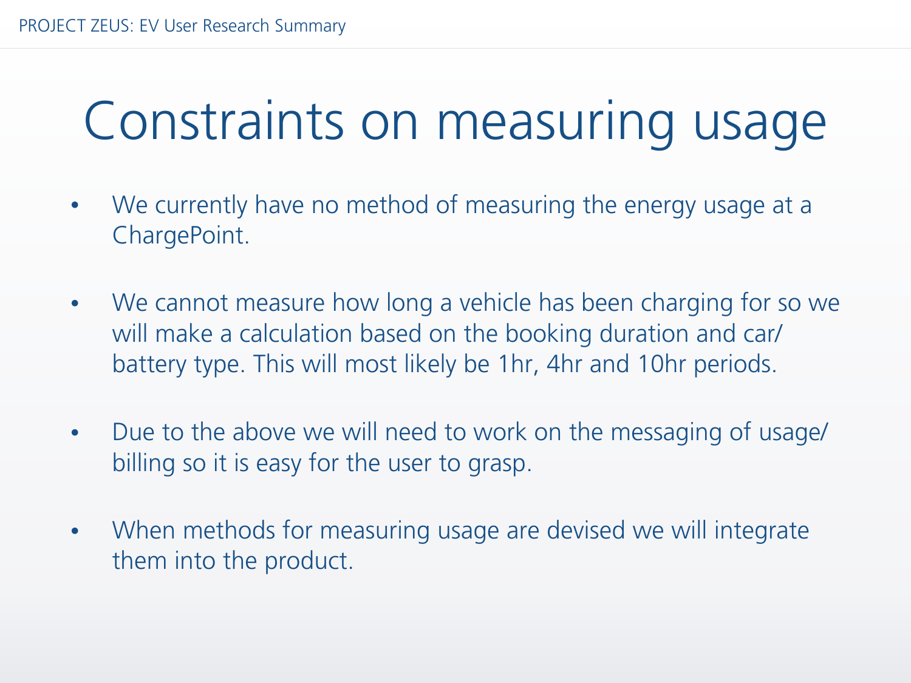# Constraints on measuring usage

- We currently have no method of measuring the energy usage at a ChargePoint.
- We cannot measure how long a vehicle has been charging for so we will make a calculation based on the booking duration and car/ battery type. This will most likely be 1hr, 4hr and 10hr periods.
- Due to the above we will need to work on the messaging of usage/ billing so it is easy for the user to grasp.
- When methods for measuring usage are devised we will integrate them into the product.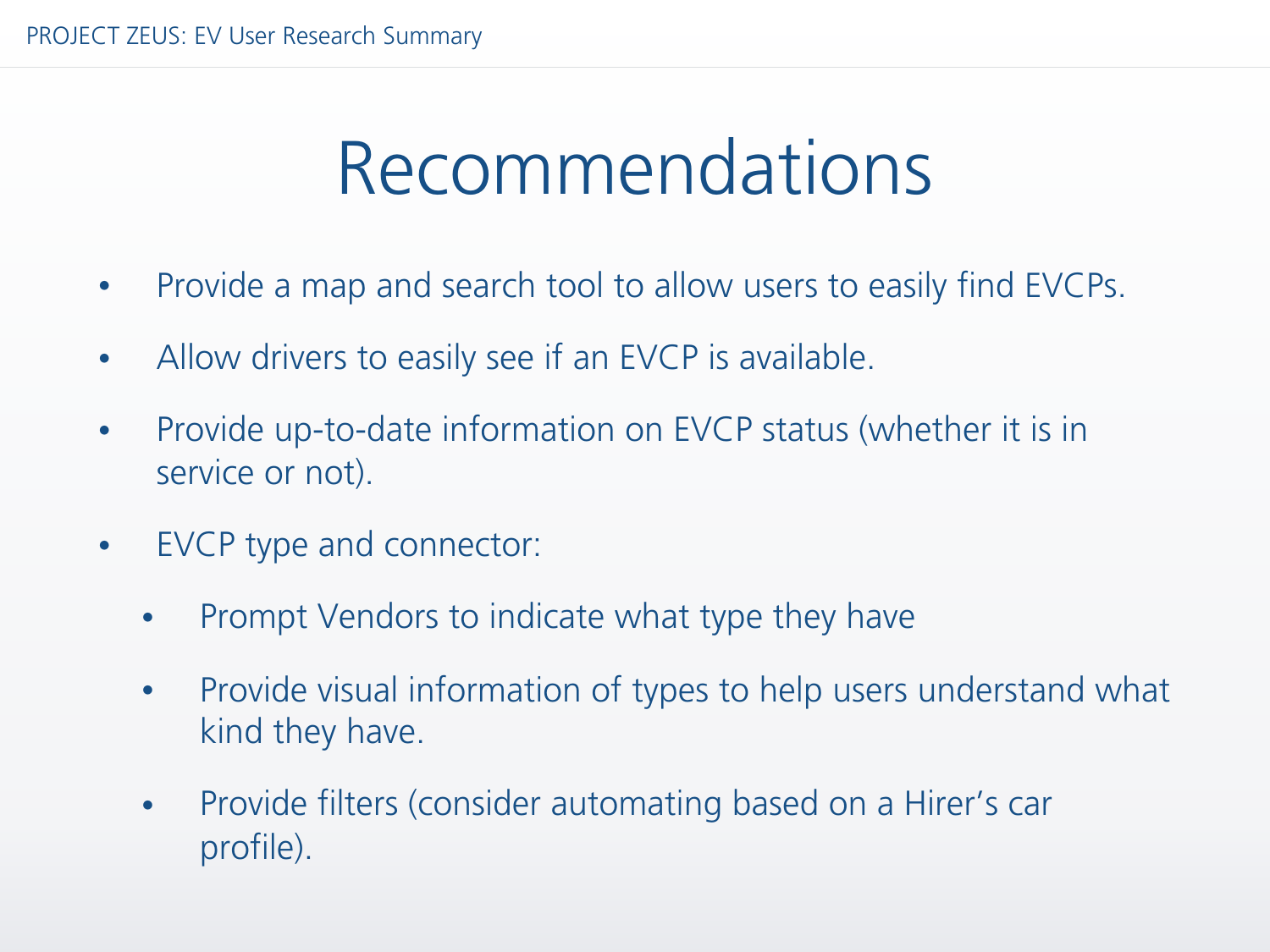# Recommendations

- Provide a map and search tool to allow users to easily find EVCPs.
- Allow drivers to easily see if an EVCP is available.
- Provide up-to-date information on EVCP status (whether it is in service or not).
- EVCP type and connector:
  - Prompt Vendors to indicate what type they have
  - Provide visual information of types to help users understand what kind they have.
  - Provide filters (consider automating based on a Hirer's car profile).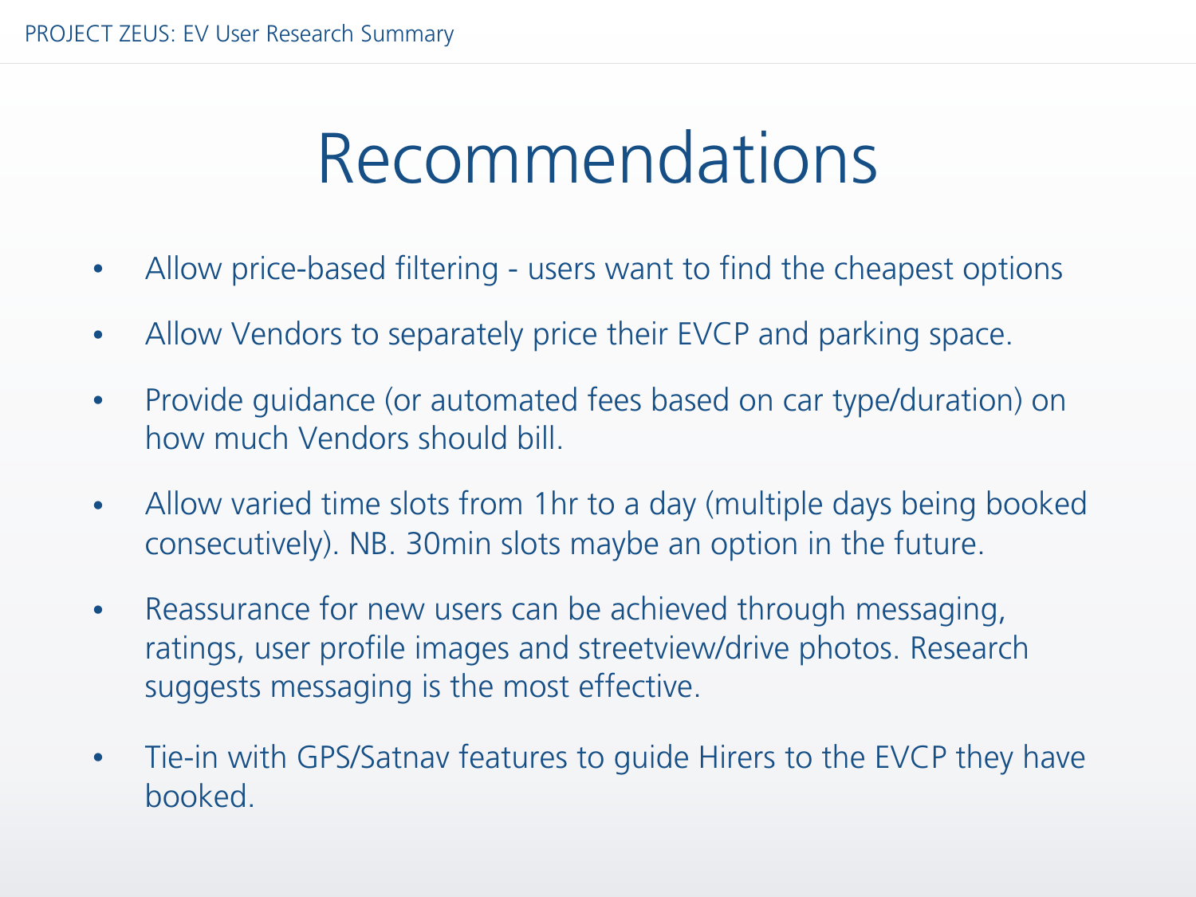# Recommendations

- Allow price-based filtering - users want to find the cheapest options
- Allow Vendors to separately price their EVCP and parking space.
- Provide guidance (or automated fees based on car type/duration) on how much Vendors should bill.
- Allow varied time slots from 1hr to a day (multiple days being booked consecutively). NB. 30min slots maybe an option in the future.
- Reassurance for new users can be achieved through messaging, ratings, user profile images and streetview/drive photos. Research suggests messaging is the most effective.
- Tie-in with GPS/Satnav features to guide Hirers to the EVCP they have booked.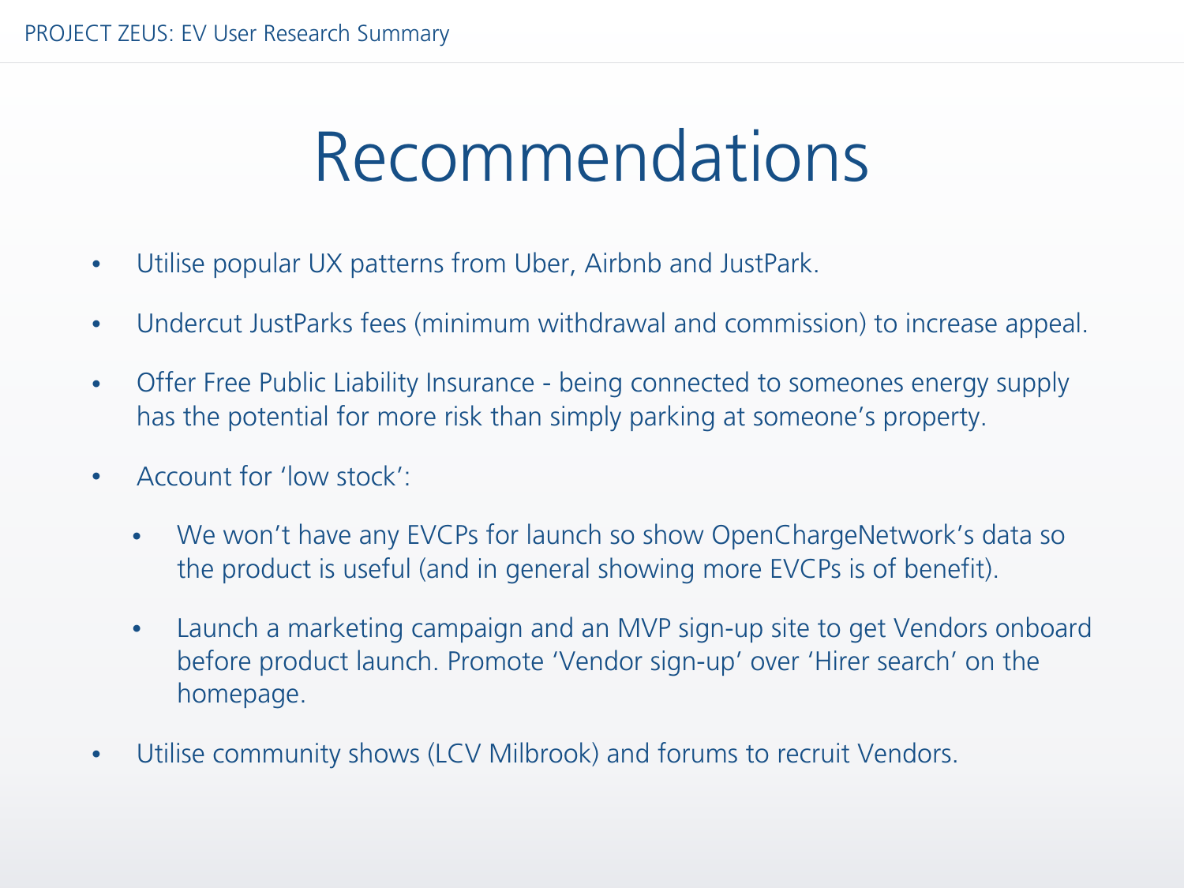# Recommendations

- Utilise popular UX patterns from Uber, Airbnb and JustPark.
- Undercut JustParks fees (minimum withdrawal and commission) to increase appeal.
- Offer Free Public Liability Insurance - being connected to someones energy supply has the potential for more risk than simply parking at someone's property.
- Account for 'low stock':
  - We won't have any EVCPs for launch so show OpenChargeNetwork's data so the product is useful (and in general showing more EVCPs is of benefit).
  - Launch a marketing campaign and an MVP sign-up site to get Vendors onboard before product launch. Promote 'Vendor sign-up' over 'Hirer search' on the homepage.
- Utilise community shows (LCV Milbrook) and forums to recruit Vendors.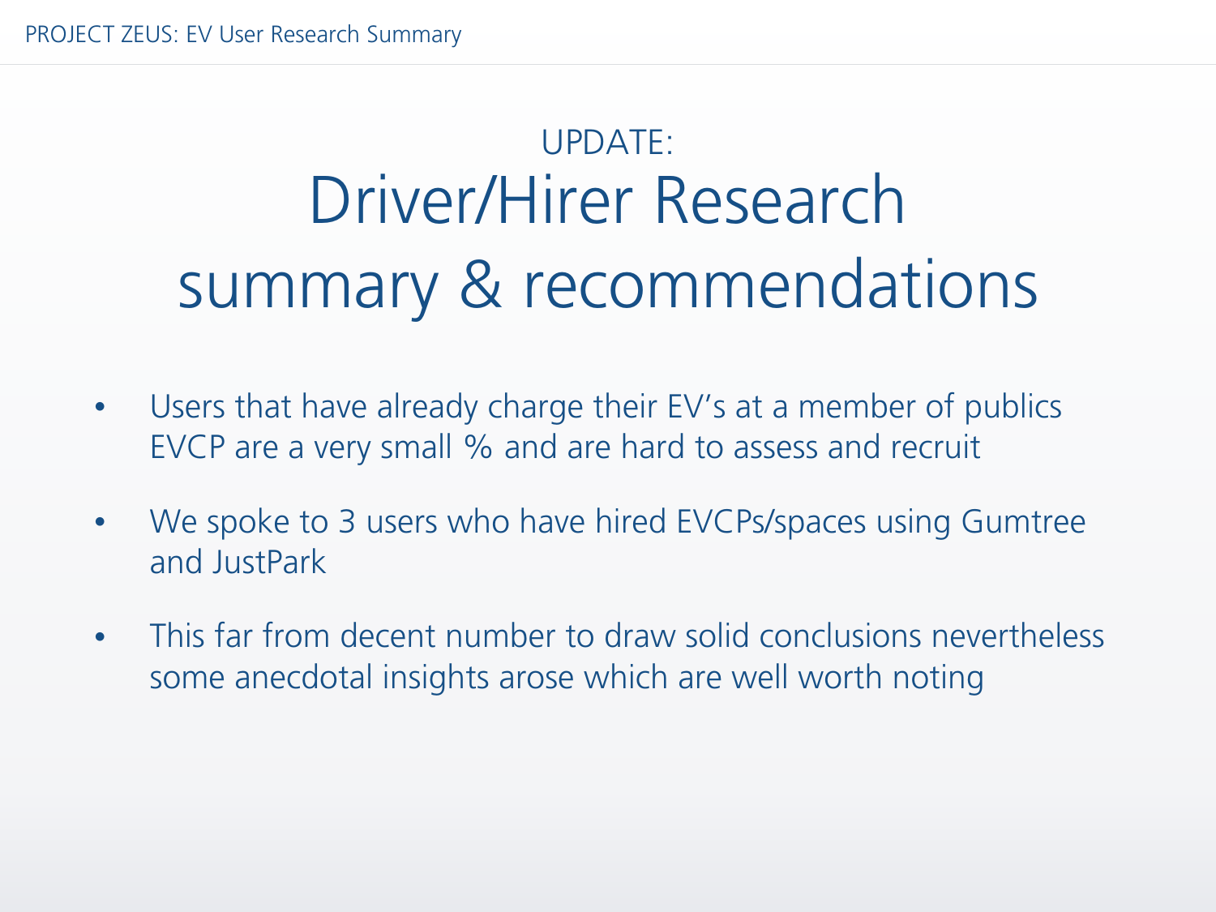UPDATE:

# Driver/Hirer Research summary & recommendations

- Users that have already charge their EV's at a member of publics EVCP are a very small % and are hard to assess and recruit
- We spoke to 3 users who have hired EVCPs/spaces using Gumtree and JustPark
- This far from decent number to draw solid conclusions nevertheless some anecdotal insights arose which are well worth noting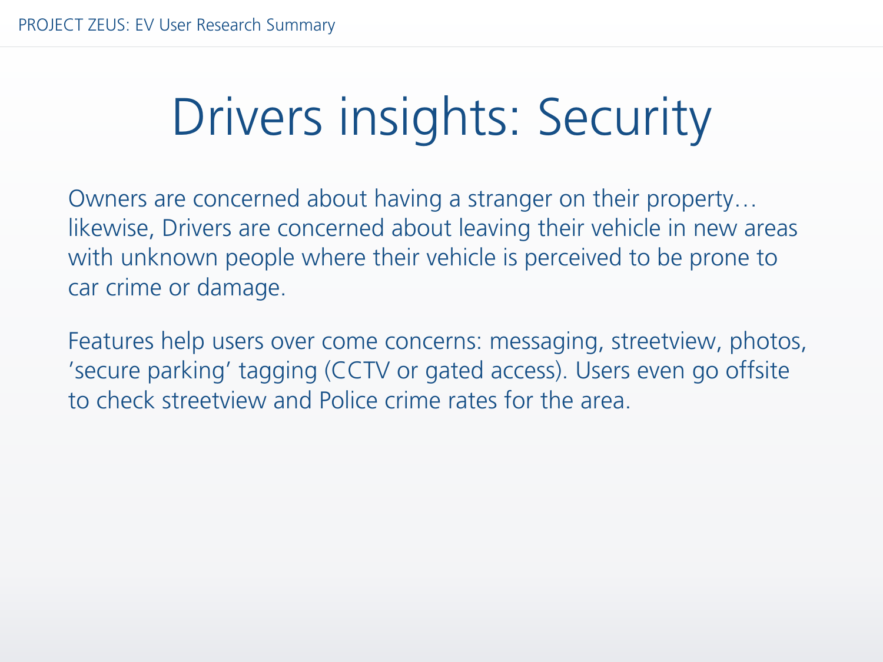# Drivers insights: Security

Owners are concerned about having a stranger on their property… likewise, Drivers are concerned about leaving their vehicle in new areas with unknown people where their vehicle is perceived to be prone to car crime or damage.

Features help users over come concerns: messaging, streetview, photos, 'secure parking' tagging (CCTV or gated access). Users even go offsite to check streetview and Police crime rates for the area.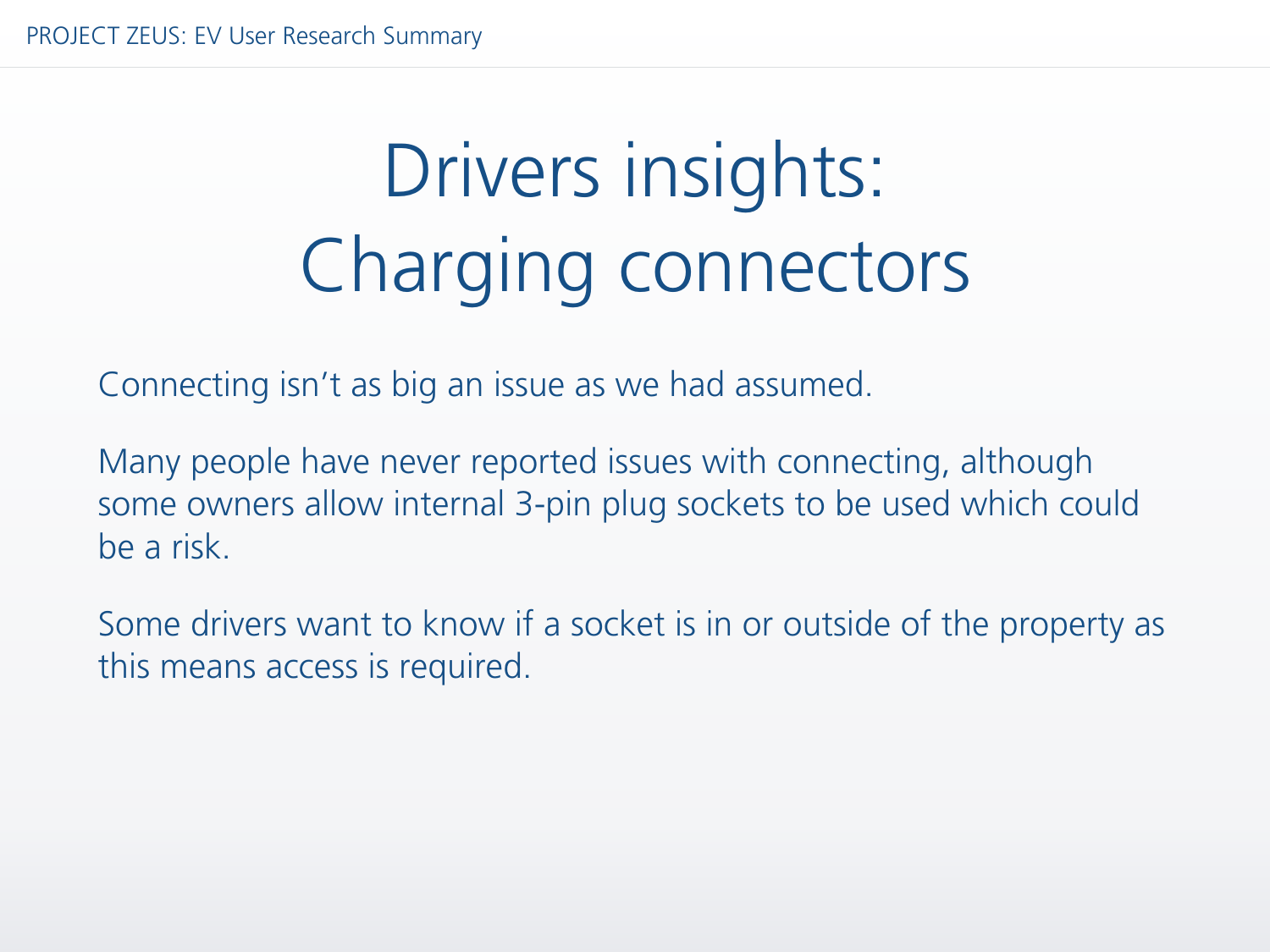# Drivers insights: Charging connectors

Connecting isn’t as big an issue as we had assumed.

Many people have never reported issues with connecting, although some owners allow internal 3-pin plug sockets to be used which could be a risk.

Some drivers want to know if a socket is in or outside of the property as this means access is required.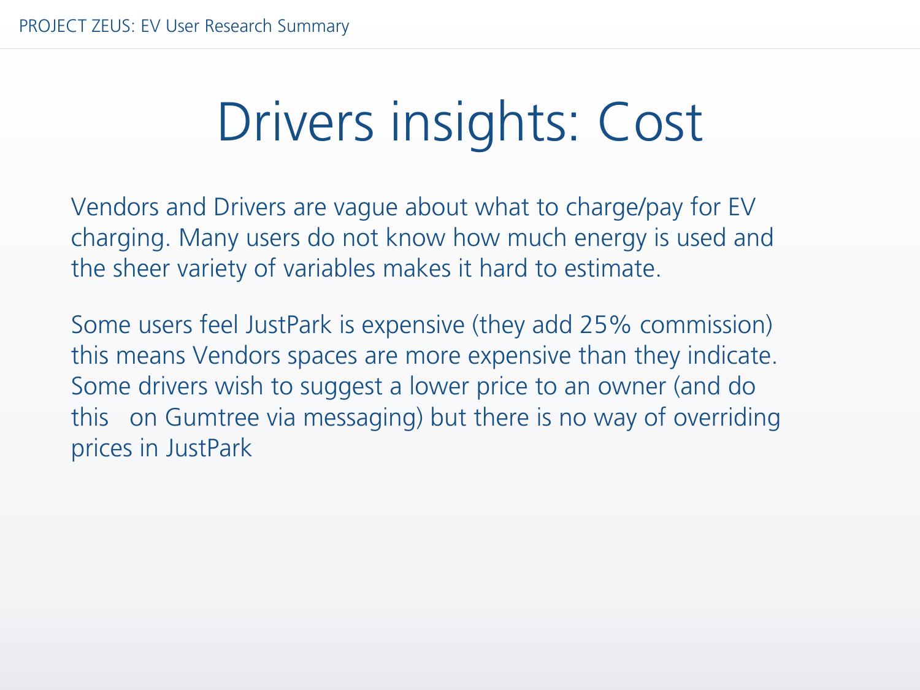# Drivers insights: Cost

Vendors and Drivers are vague about what to charge/pay for EV charging. Many users do not know how much energy is used and the sheer variety of variables makes it hard to estimate.

Some users feel JustPark is expensive (they add 25% commission) this means Vendors spaces are more expensive than they indicate. Some drivers wish to suggest a lower price to an owner (and do this on Gumtree via messaging) but there is no way of overriding prices in JustPark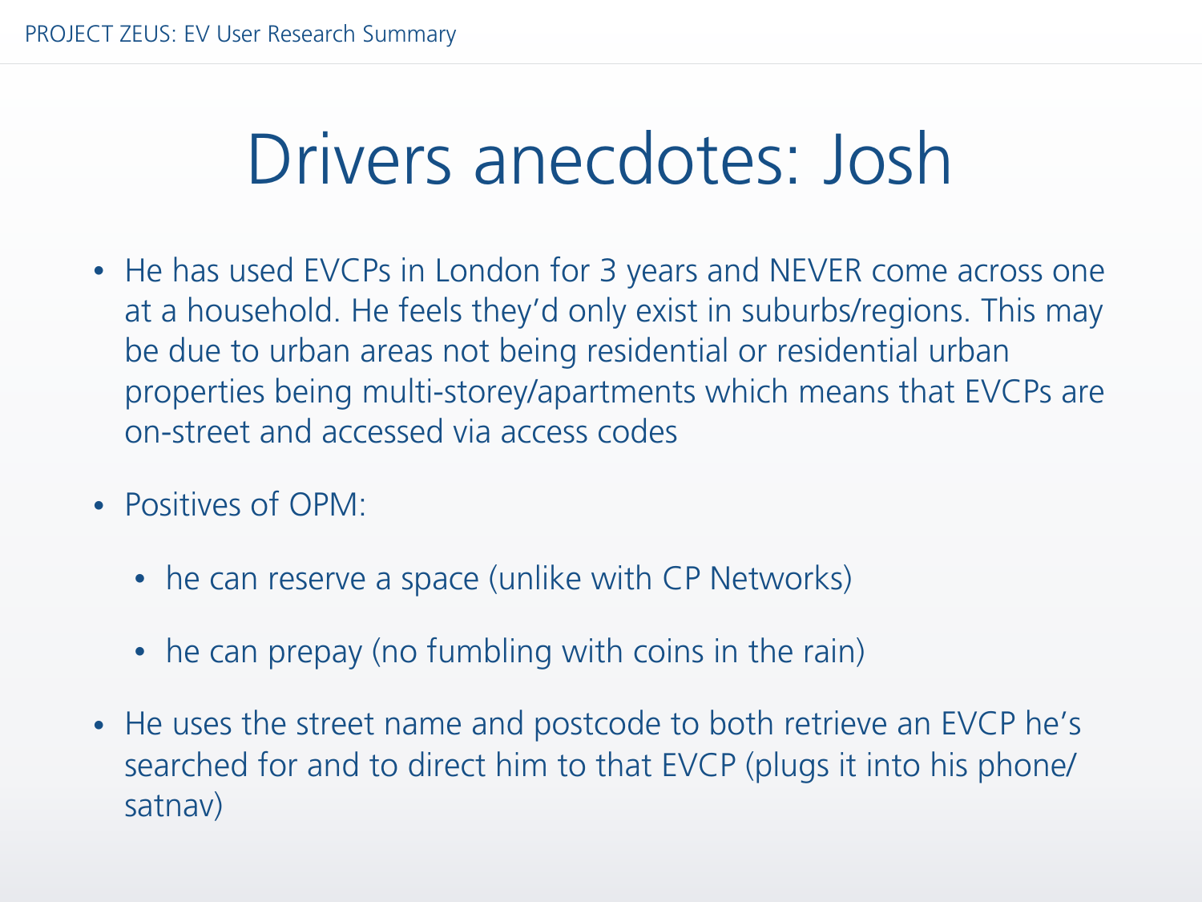# Drivers anecdotes: Josh

- He has used EVCPs in London for 3 years and NEVER come across one at a household. He feels they'd only exist in suburbs/regions. This may be due to urban areas not being residential or residential urban properties being multi-storey/apartments which means that EVCPs are on-street and accessed via access codes
- Positives of OPM:
  - he can reserve a space (unlike with CP Networks)
  - he can prepay (no fumbling with coins in the rain)
- He uses the street name and postcode to both retrieve an EVCP he's searched for and to direct him to that EVCP (plugs it into his phone/satnav)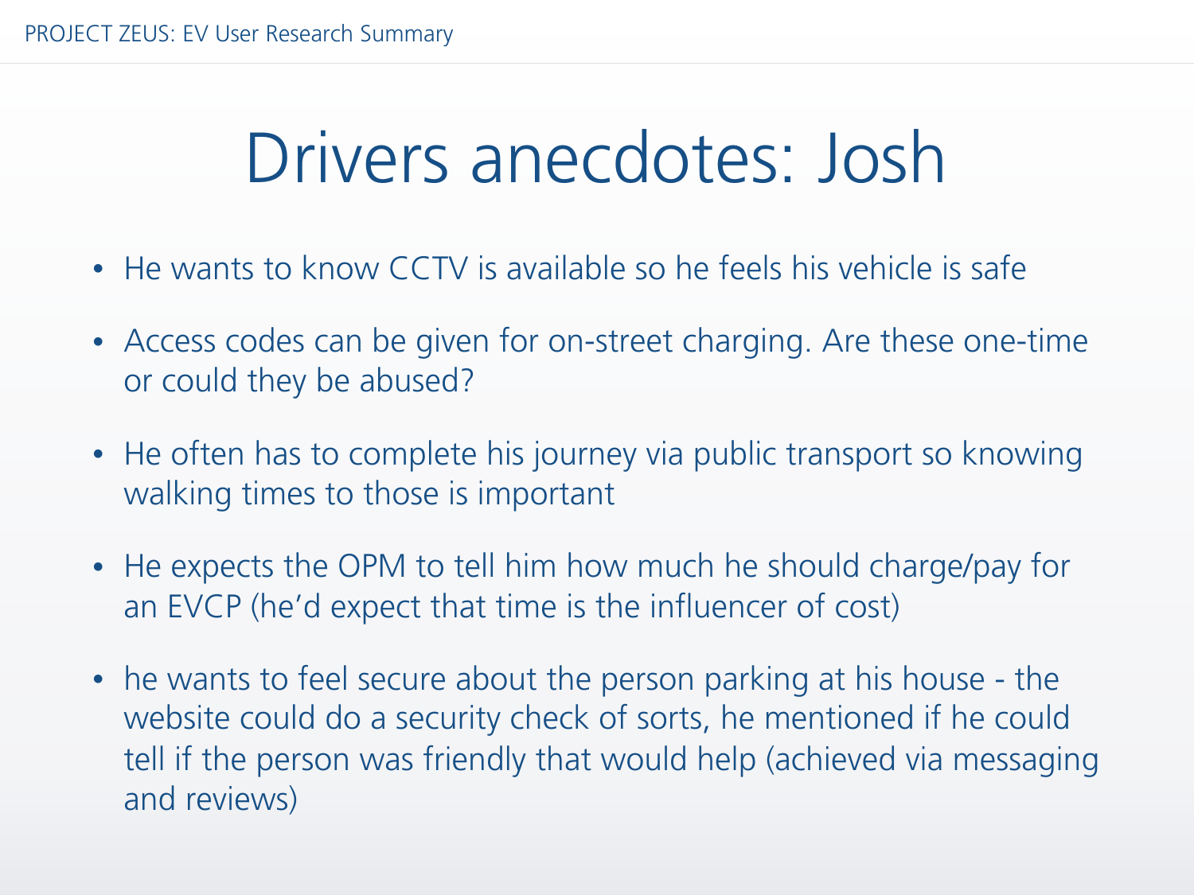# Drivers anecdotes: Josh

- He wants to know CCTV is available so he feels his vehicle is safe
- Access codes can be given for on-street charging. Are these one-time or could they be abused?
- He often has to complete his journey via public transport so knowing walking times to those is important
- He expects the OPM to tell him how much he should charge/pay for an EVCP (he'd expect that time is the influencer of cost)
- he wants to feel secure about the person parking at his house - the website could do a security check of sorts, he mentioned if he could tell if the person was friendly that would help (achieved via messaging and reviews)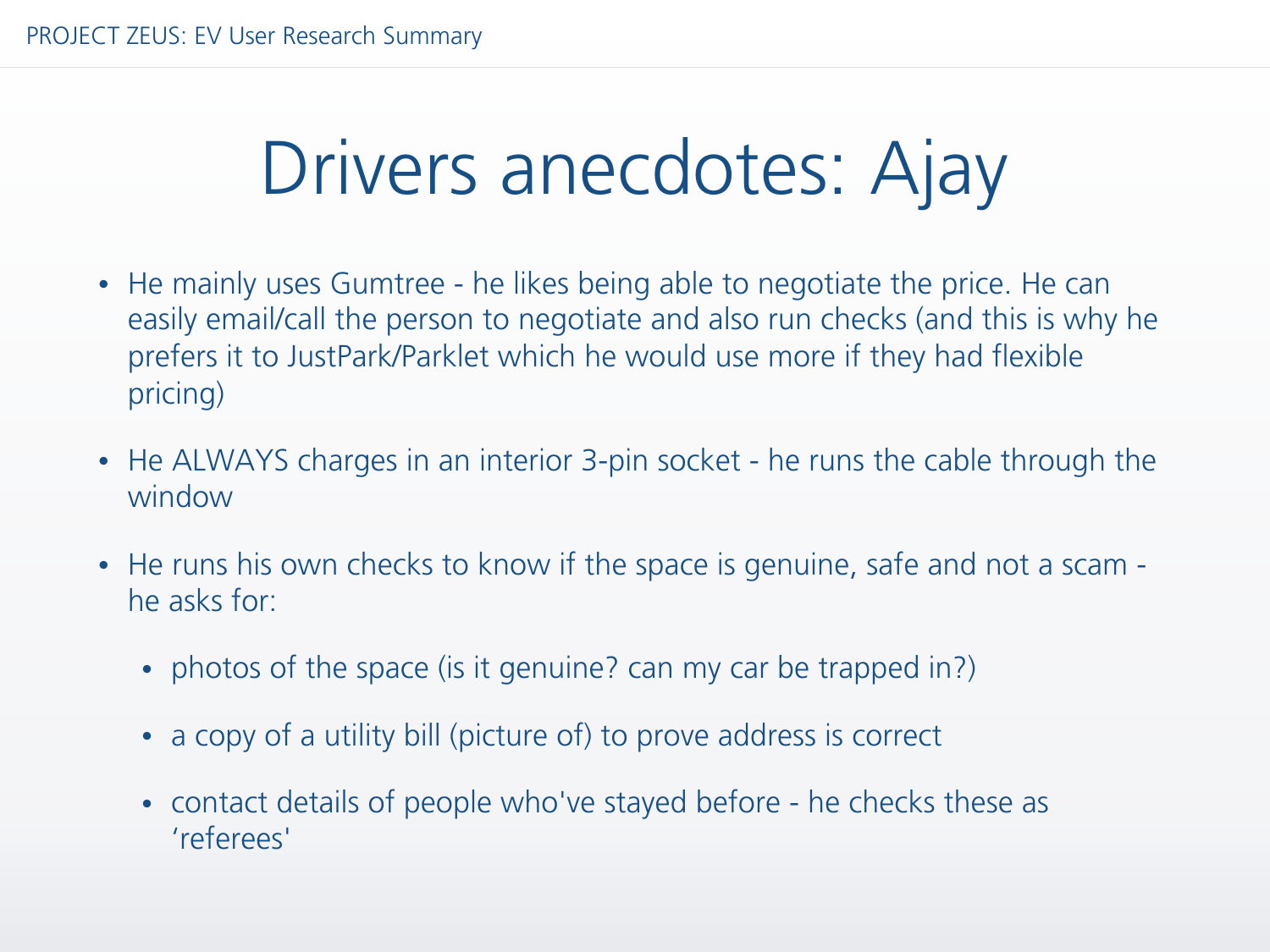# Drivers anecdotes: Ajay

- He mainly uses Gumtree - he likes being able to negotiate the price. He can easily email/call the person to negotiate and also run checks (and this is why he prefers it to JustPark/Parklet which he would use more if they had flexible pricing)
- He ALWAYS charges in an interior 3-pin socket - he runs the cable through the window
- He runs his own checks to know if the space is genuine, safe and not a scam - he asks for:
  - photos of the space (is it genuine? can my car be trapped in?)
  - a copy of a utility bill (picture of) to prove address is correct
  - contact details of people who've stayed before - he checks these as 'referees'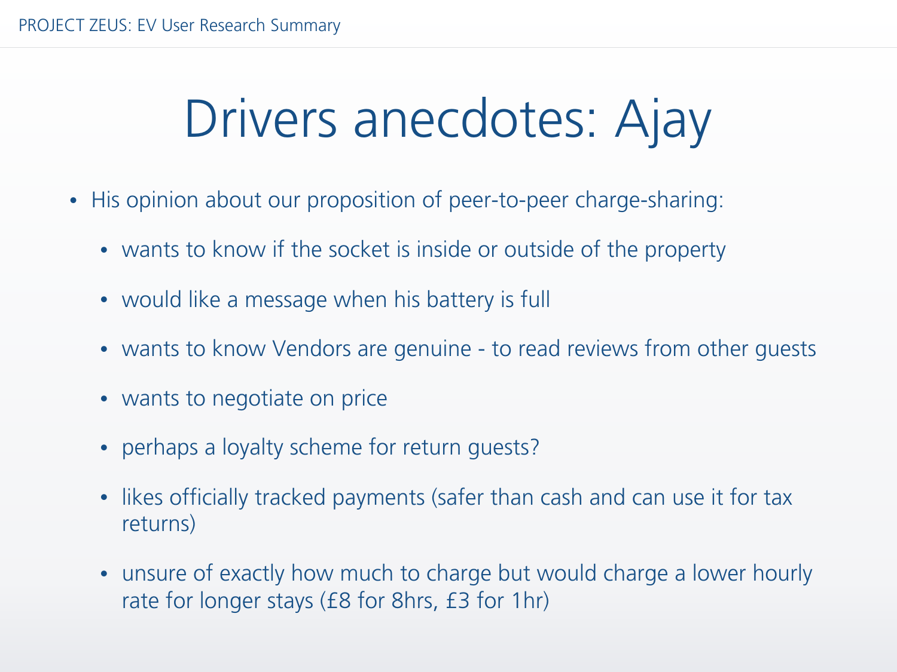# Drivers anecdotes: Ajay

- His opinion about our proposition of peer-to-peer charge-sharing:
  - wants to know if the socket is inside or outside of the property
  - would like a message when his battery is full
  - wants to know Vendors are genuine - to read reviews from other guests
  - wants to negotiate on price
  - perhaps a loyalty scheme for return guests?
  - likes officially tracked payments (safer than cash and can use it for tax returns)
  - unsure of exactly how much to charge but would charge a lower hourly rate for longer stays (£8 for 8hrs, £3 for 1hr)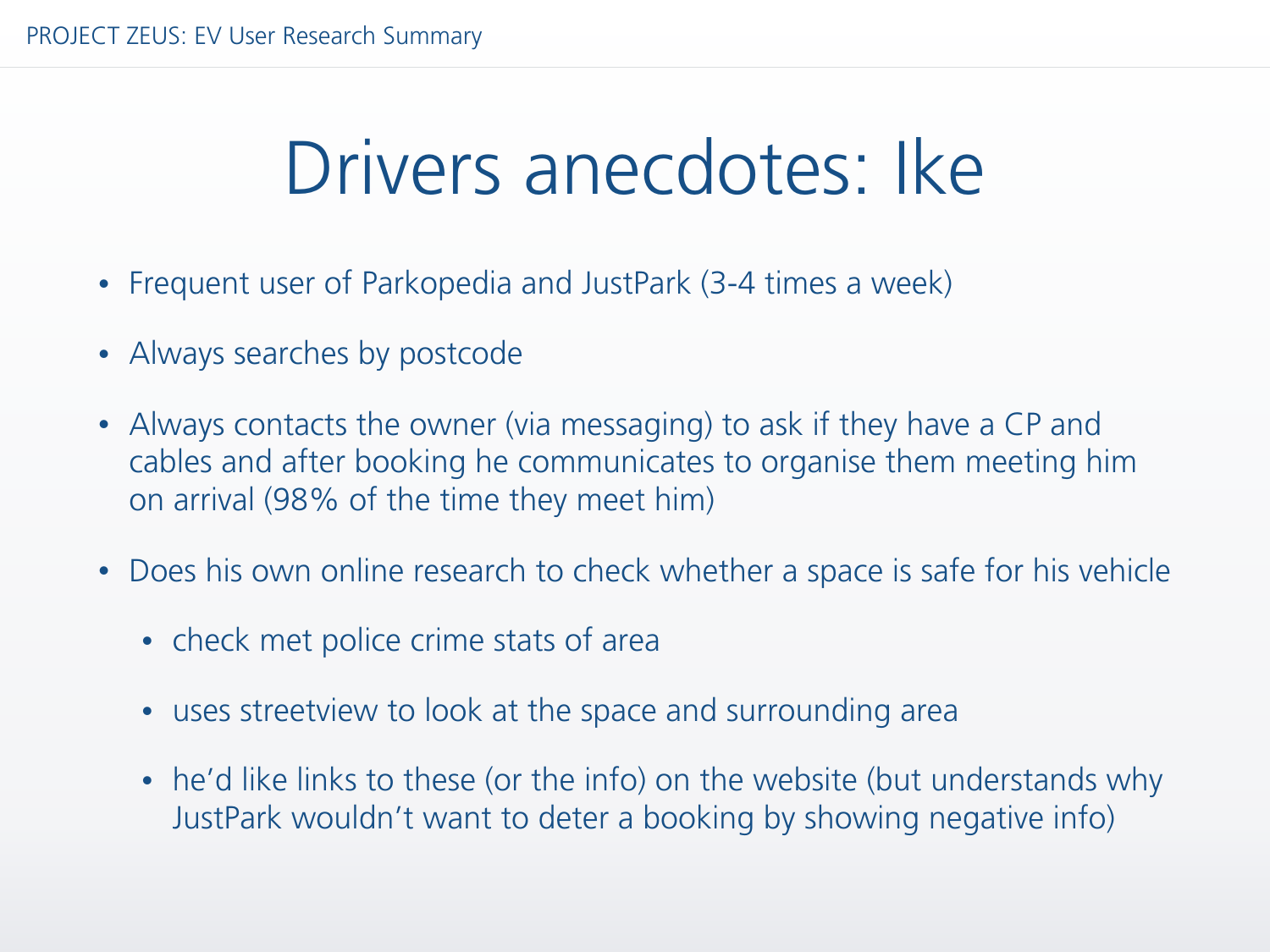# Drivers anecdotes: Ike

- Frequent user of Parkopedia and JustPark (3-4 times a week)
- Always searches by postcode
- Always contacts the owner (via messaging) to ask if they have a CP and cables and after booking he communicates to organise them meeting him on arrival (98% of the time they meet him)
- Does his own online research to check whether a space is safe for his vehicle
  - check met police crime stats of area
  - uses streetview to look at the space and surrounding area
  - he'd like links to these (or the info) on the website (but understands why JustPark wouldn't want to deter a booking by showing negative info)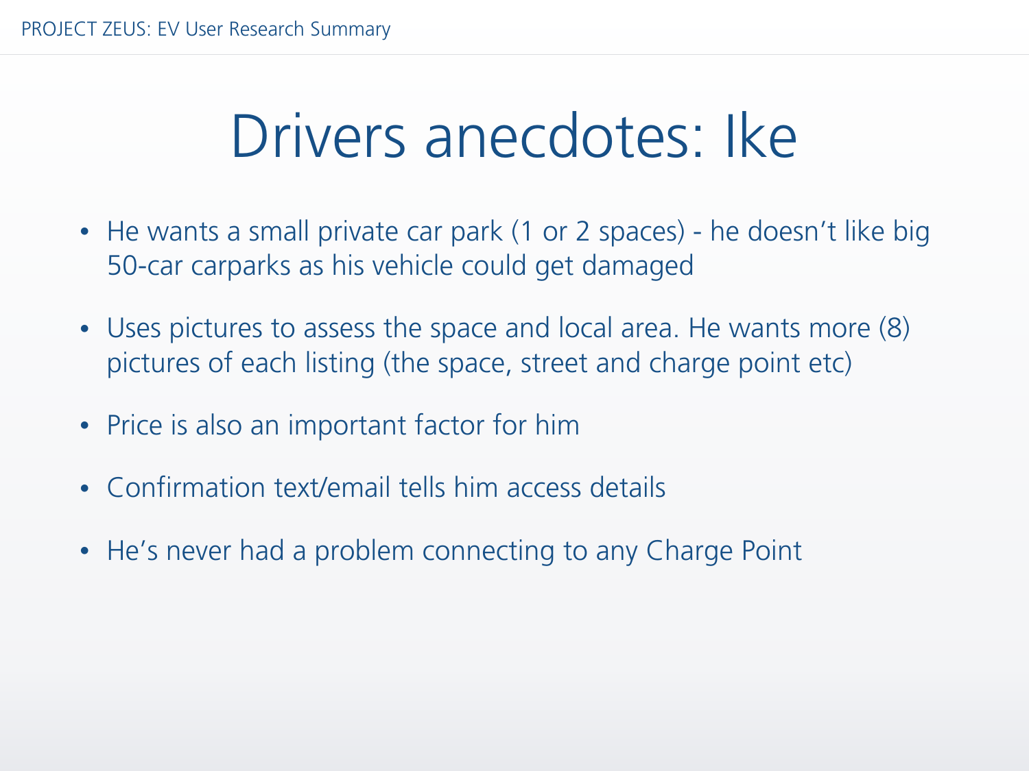# Drivers anecdotes: Ike

- He wants a small private car park (1 or 2 spaces) - he doesn’t like big 50-car carparks as his vehicle could get damaged
- Uses pictures to assess the space and local area. He wants more (8) pictures of each listing (the space, street and charge point etc)
- Price is also an important factor for him
- Confirmation text/email tells him access details
- He’s never had a problem connecting to any Charge Point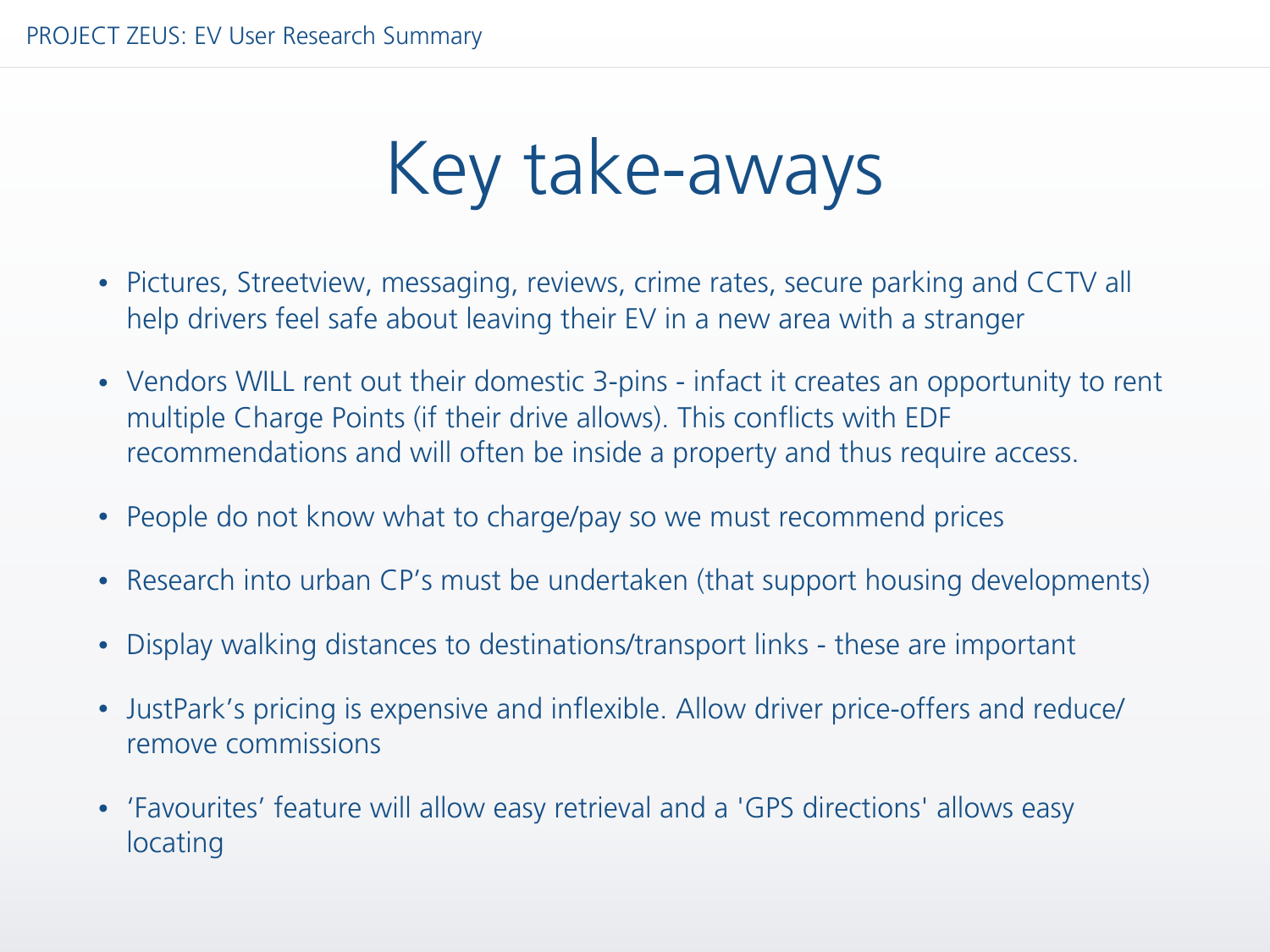# Key take-aways

- Pictures, Streetview, messaging, reviews, crime rates, secure parking and CCTV all help drivers feel safe about leaving their EV in a new area with a stranger
- Vendors WILL rent out their domestic 3-pins - infact it creates an opportunity to rent multiple Charge Points (if their drive allows). This conflicts with EDF recommendations and will often be inside a property and thus require access.
- People do not know what to charge/pay so we must recommend prices
- Research into urban CP's must be undertaken (that support housing developments)
- Display walking distances to destinations/transport links - these are important
- JustPark's pricing is expensive and inflexible. Allow driver price-offers and reduce/ remove commissions
- 'Favourites' feature will allow easy retrieval and a 'GPS directions' allows easy locating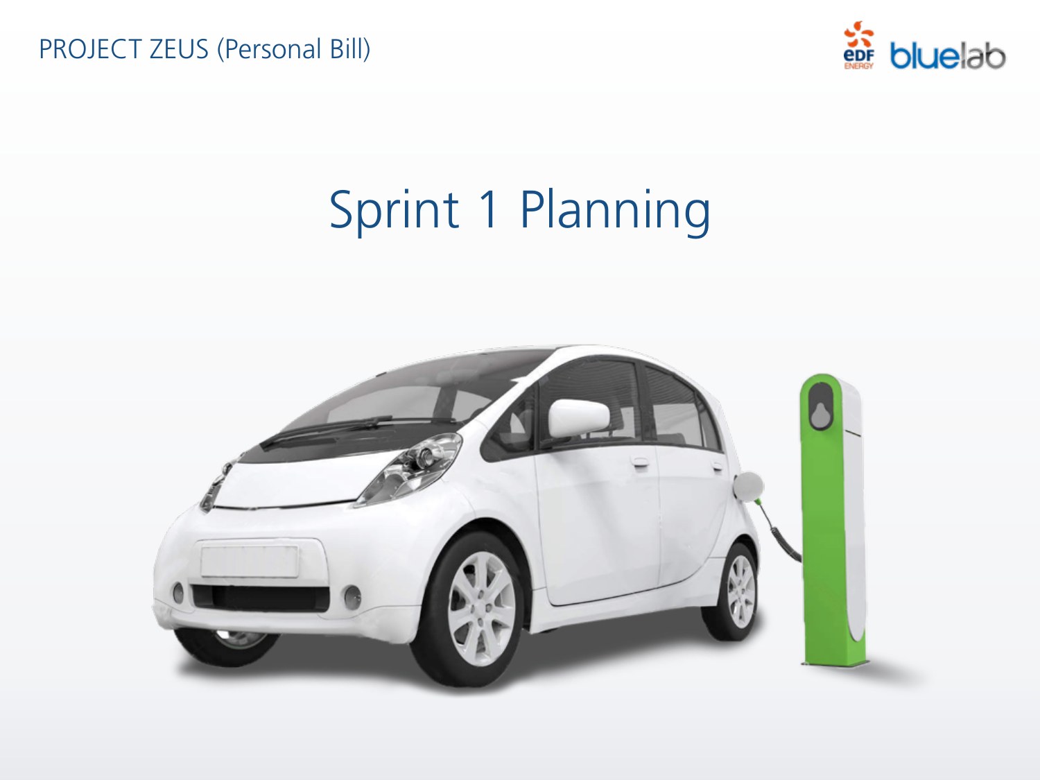PROJECT ZEUS (Personal Bill)

# Sprint 1 Planning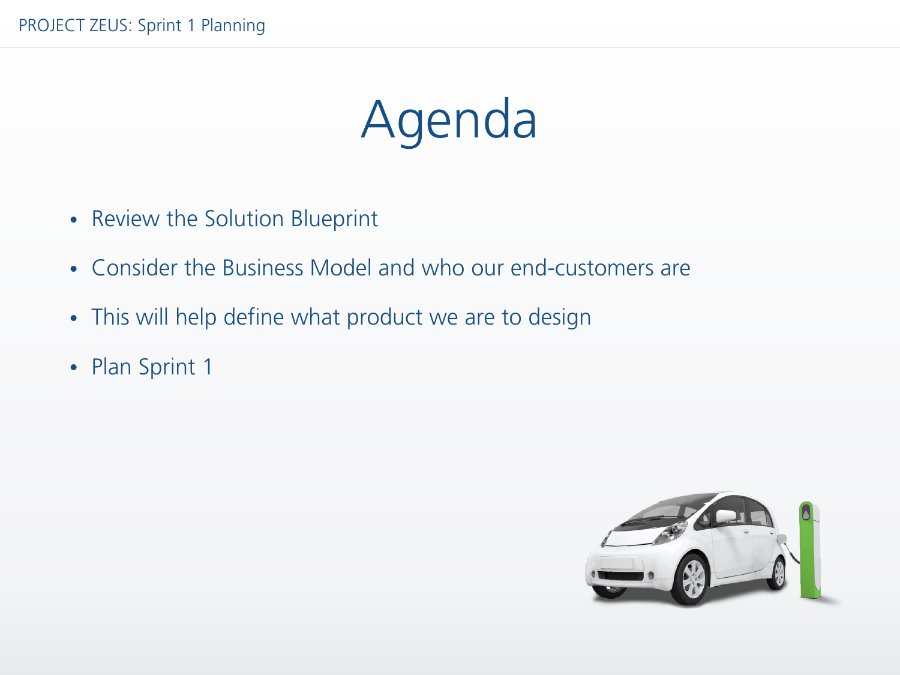# Agenda

- Review the Solution Blueprint
- Consider the Business Model and who our end-customers are
- This will help define what product we are to design
- Plan Sprint 1